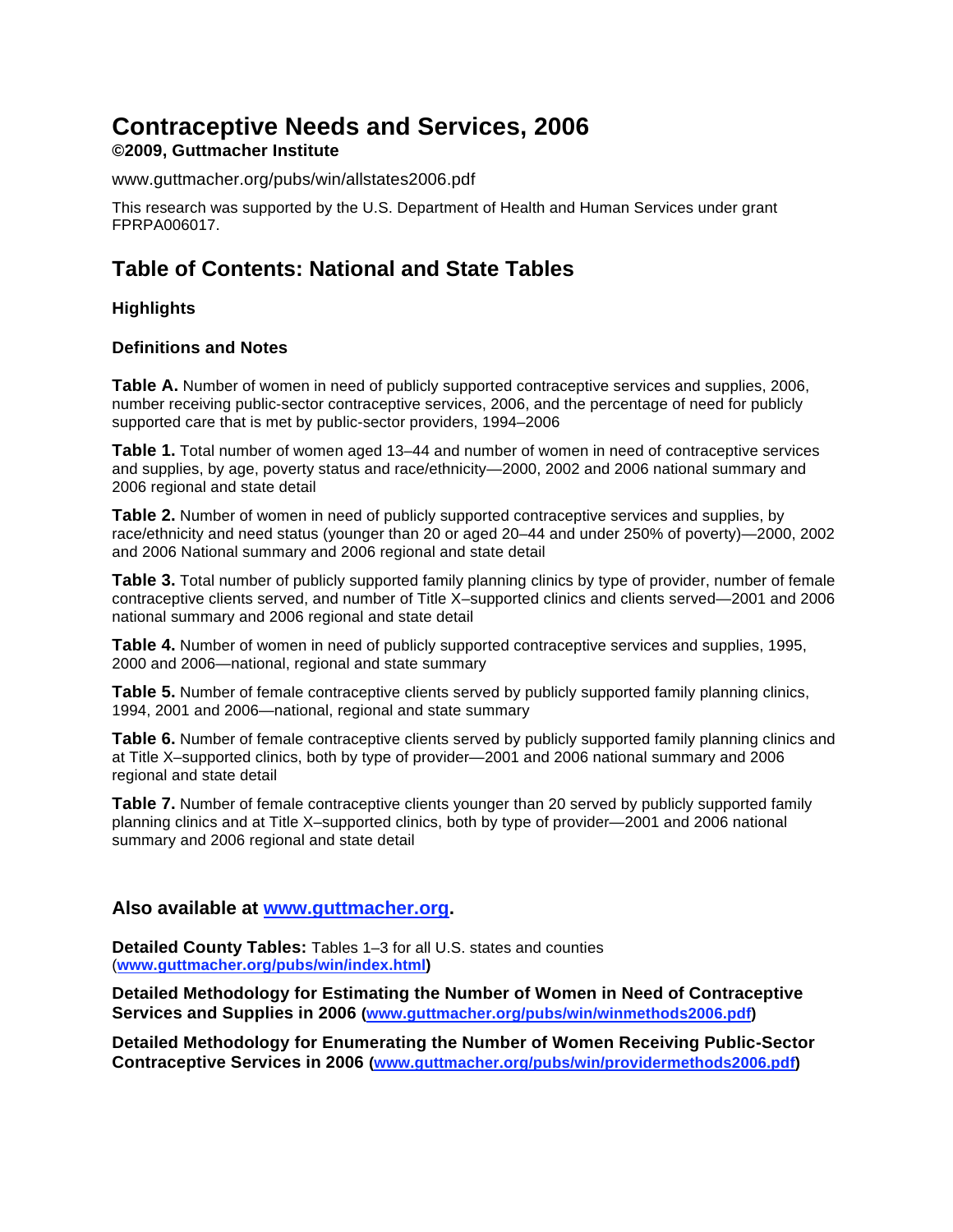# Contraceptive Needs and Services, 2006

**©2009, Guttmacher Institute**

www.guttmacher.org/pubs/win/allstates2006.pdf

This research was supported by the U.S. Department of Health and Human Services under grant FPRPA006017.

## Table of Contents: National and State Tables

### Highlights

### Definitions and Notes

**Table A.** Number of women in need of publicly supported contraceptive services and supplies, 2006, number receiving public-sector contraceptive services, 2006, and the percentage of need for publicly supported care that is met by public-sector providers, 1994–2006

**Table 1.** Total number of women aged 13–44 and number of women in need of contraceptive services and supplies, by age, poverty status and race/ethnicity—2000, 2002 and 2006 national summary and 2006 regional and state detail

**Table 2.** Number of women in need of publicly supported contraceptive services and supplies, by race/ethnicity and need status (younger than 20 or aged 20–44 and under 250% of poverty)—2000, 2002 and 2006 National summary and 2006 regional and state detail

**Table 3.** Total number of publicly supported family planning clinics by type of provider, number of female contraceptive clients served, and number of Title X–supported clinics and clients served—2001 and 2006 national summary and 2006 regional and state detail

**Table 4.** Number of women in need of publicly supported contraceptive services and supplies, 1995, 2000 and 2006—national, regional and state summary

**Table 5.** Number of female contraceptive clients served by publicly supported family planning clinics, 1994, 2001 and 2006—national, regional and state summary

**Table 6.** Number of female contraceptive clients served by publicly supported family planning clinics and at Title X–supported clinics, both by type of provider—2001 and 2006 national summary and 2006 regional and state detail

**Table 7.** Number of female contraceptive clients younger than 20 served by publicly supported family planning clinics and at Title X–supported clinics, both by type of provider—2001 and 2006 national summary and 2006 regional and state detail

### Also available at www.guttmacher.org.

**Detailed County Tables:** Tables 1–3 for all U.S. states and counties (**www.guttmacher.org/pubs/win/index.html**)

**Detailed Methodology for Estimating the Number of Women in Need of Contraceptive Services and Supplies in 2006 (www.guttmacher.org/pubs/win/winmethods2006.pdf)**

**Detailed Methodology for Enumerating the Number of Women Receiving Public-Sector Contraceptive Services in 2006 (www.guttmacher.org/pubs/win/providermethods2006.pdf)**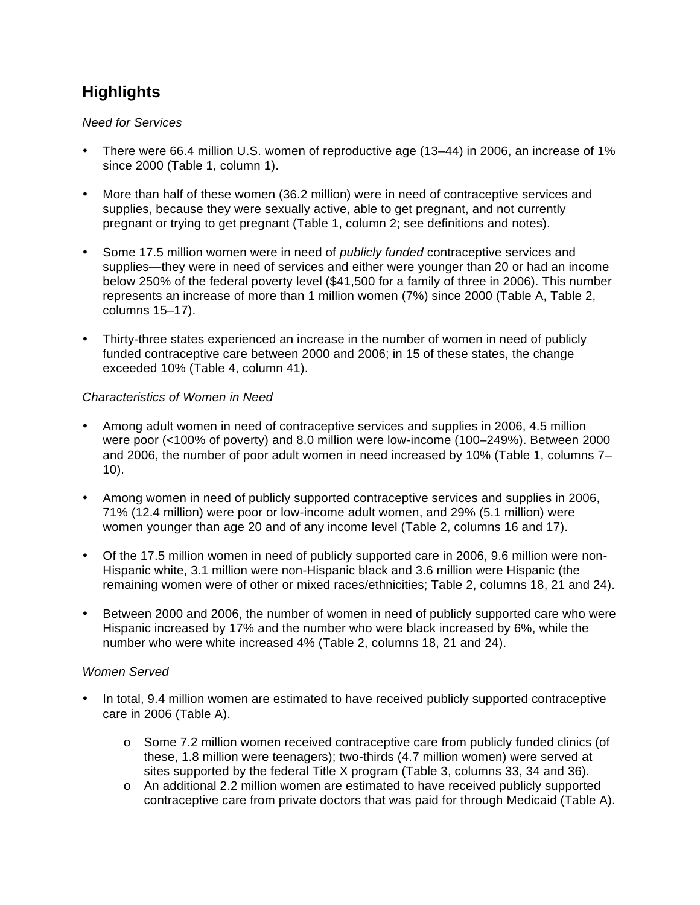## Highlights

*Need for Services*

- There were 66.4 million U.S. women of reproductive age (13–44) in 2006, an increase of 1% since 2000 (Table 1, column 1).

- More than half of these women (36.2 million) were in need of contraceptive services and supplies, because they were sexually active, able to get pregnant, and not currently pregnant or trying to get pregnant (Table 1, column 2; see definitions and notes).

- Some 17.5 million women were in need of *publicly funded* contraceptive services and supplies—they were in need of services and either were younger than 20 or had an income below 250% of the federal poverty level ($41,500 for a family of three in 2006). This number represents an increase of more than 1 million women (7%) since 2000 (Table A, Table 2, columns 15–17).

- Thirty-three states experienced an increase in the number of women in need of publicly funded contraceptive care between 2000 and 2006; in 15 of these states, the change exceeded 10% (Table 4, column 41).

*Characteristics of Women in Need*

- Among adult women in need of contraceptive services and supplies in 2006, 4.5 million were poor (<100% of poverty) and 8.0 million were low-income (100–249%). Between 2000 and 2006, the number of poor adult women in need increased by 10% (Table 1, columns 7–10).

- Among women in need of publicly supported contraceptive services and supplies in 2006, 71% (12.4 million) were poor or low-income adult women, and 29% (5.1 million) were women younger than age 20 and of any income level (Table 2, columns 16 and 17).

- Of the 17.5 million women in need of publicly supported care in 2006, 9.6 million were non-Hispanic white, 3.1 million were non-Hispanic black and 3.6 million were Hispanic (the remaining women were of other or mixed races/ethnicities; Table 2, columns 18, 21 and 24).

- Between 2000 and 2006, the number of women in need of publicly supported care who were Hispanic increased by 17% and the number who were black increased by 6%, while the number who were white increased 4% (Table 2, columns 18, 21 and 24).

*Women Served*

- In total, 9.4 million women are estimated to have received publicly supported contraceptive care in 2006 (Table A).
    - Some 7.2 million women received contraceptive care from publicly funded clinics (of these, 1.8 million were teenagers); two-thirds (4.7 million women) were served at sites supported by the federal Title X program (Table 3, columns 33, 34 and 36).
    - An additional 2.2 million women are estimated to have received publicly supported contraceptive care from private doctors that was paid for through Medicaid (Table A).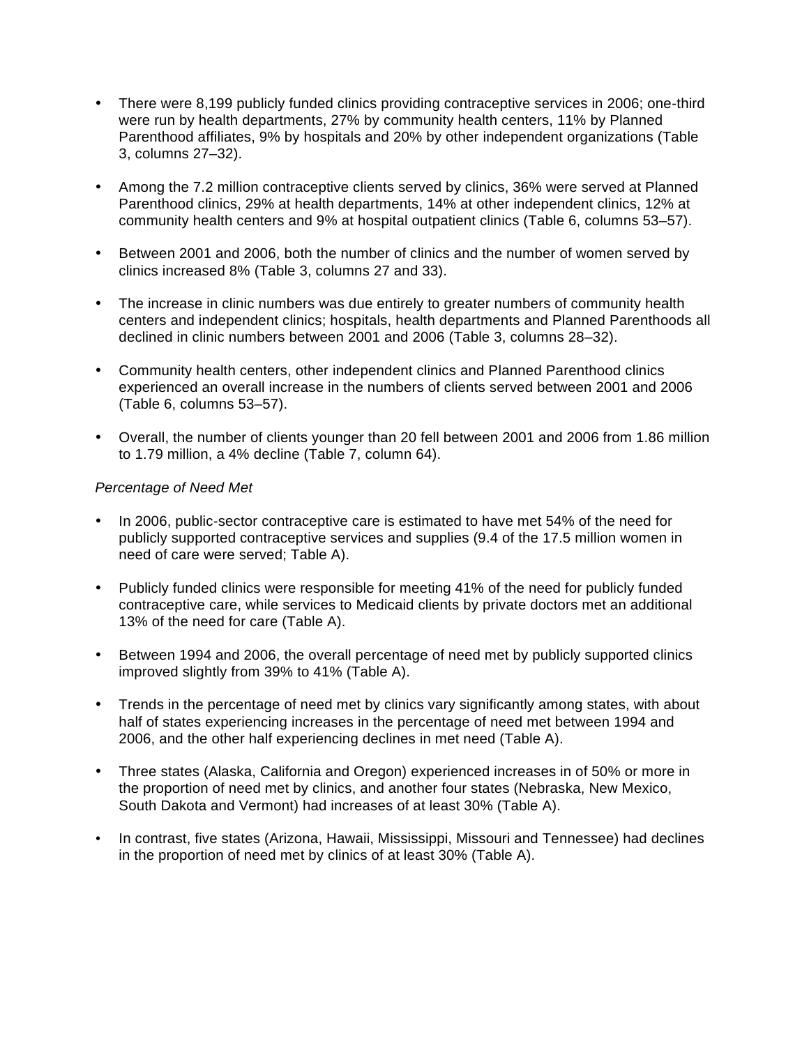- There were 8,199 publicly funded clinics providing contraceptive services in 2006; one-third were run by health departments, 27% by community health centers, 11% by Planned Parenthood affiliates, 9% by hospitals and 20% by other independent organizations (Table 3, columns 27–32).

- Among the 7.2 million contraceptive clients served by clinics, 36% were served at Planned Parenthood clinics, 29% at health departments, 14% at other independent clinics, 12% at community health centers and 9% at hospital outpatient clinics (Table 6, columns 53–57).

- Between 2001 and 2006, both the number of clinics and the number of women served by clinics increased 8% (Table 3, columns 27 and 33).

- The increase in clinic numbers was due entirely to greater numbers of community health centers and independent clinics; hospitals, health departments and Planned Parenthoods all declined in clinic numbers between 2001 and 2006 (Table 3, columns 28–32).

- Community health centers, other independent clinics and Planned Parenthood clinics experienced an overall increase in the numbers of clients served between 2001 and 2006 (Table 6, columns 53–57).

- Overall, the number of clients younger than 20 fell between 2001 and 2006 from 1.86 million to 1.79 million, a 4% decline (Table 7, column 64).

*Percentage of Need Met*

- In 2006, public-sector contraceptive care is estimated to have met 54% of the need for publicly supported contraceptive services and supplies (9.4 of the 17.5 million women in need of care were served; Table A).

- Publicly funded clinics were responsible for meeting 41% of the need for publicly funded contraceptive care, while services to Medicaid clients by private doctors met an additional 13% of the need for care (Table A).

- Between 1994 and 2006, the overall percentage of need met by publicly supported clinics improved slightly from 39% to 41% (Table A).

- Trends in the percentage of need met by clinics vary significantly among states, with about half of states experiencing increases in the percentage of need met between 1994 and 2006, and the other half experiencing declines in met need (Table A).

- Three states (Alaska, California and Oregon) experienced increases in of 50% or more in the proportion of need met by clinics, and another four states (Nebraska, New Mexico, South Dakota and Vermont) had increases of at least 30% (Table A).

- In contrast, five states (Arizona, Hawaii, Mississippi, Missouri and Tennessee) had declines in the proportion of need met by clinics of at least 30% (Table A).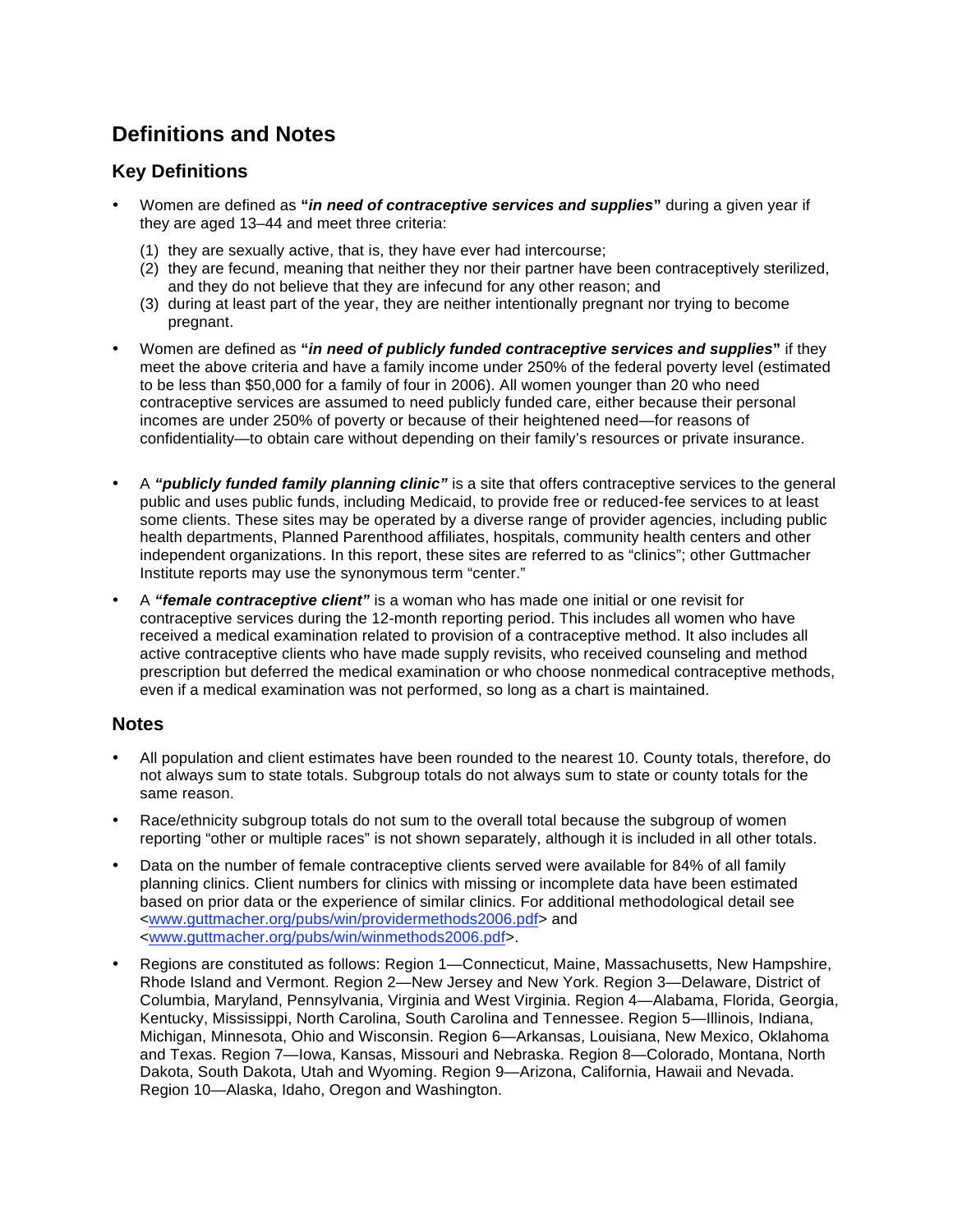# Definitions and Notes

## Key Definitions

- Women are defined as "***in need of contraceptive services and supplies***" during a given year if they are aged 13–44 and meet three criteria:
  (1) they are sexually active, that is, they have ever had intercourse;
  (2) they are fecund, meaning that neither they nor their partner have been contraceptively sterilized, and they do not believe that they are infecund for any other reason; and
  (3) during at least part of the year, they are neither intentionally pregnant nor trying to become pregnant.
- Women are defined as "***in need of publicly funded contraceptive services and supplies***" if they meet the above criteria and have a family income under 250% of the federal poverty level (estimated to be less than $50,000 for a family of four in 2006). All women younger than 20 who need contraceptive services are assumed to need publicly funded care, either because their personal incomes are under 250% of poverty or because of their heightened need—for reasons of confidentiality—to obtain care without depending on their family's resources or private insurance.
- A ***"publicly funded family planning clinic"*** is a site that offers contraceptive services to the general public and uses public funds, including Medicaid, to provide free or reduced-fee services to at least some clients. These sites may be operated by a diverse range of provider agencies, including public health departments, Planned Parenthood affiliates, hospitals, community health centers and other independent organizations. In this report, these sites are referred to as "clinics"; other Guttmacher Institute reports may use the synonymous term "center."
- A ***"female contraceptive client"*** is a woman who has made one initial or one revisit for contraceptive services during the 12-month reporting period. This includes all women who have received a medical examination related to provision of a contraceptive method. It also includes all active contraceptive clients who have made supply revisits, who received counseling and method prescription but deferred the medical examination or who choose nonmedical contraceptive methods, even if a medical examination was not performed, so long as a chart is maintained.

## Notes

- All population and client estimates have been rounded to the nearest 10. County totals, therefore, do not always sum to state totals. Subgroup totals do not always sum to state or county totals for the same reason.
- Race/ethnicity subgroup totals do not sum to the overall total because the subgroup of women reporting "other or multiple races" is not shown separately, although it is included in all other totals.
- Data on the number of female contraceptive clients served were available for 84% of all family planning clinics. Client numbers for clinics with missing or incomplete data have been estimated based on prior data or the experience of similar clinics. For additional methodological detail see <www.guttmacher.org/pubs/win/providermethods2006.pdf> and <www.guttmacher.org/pubs/win/winmethods2006.pdf>.
- Regions are constituted as follows: Region 1—Connecticut, Maine, Massachusetts, New Hampshire, Rhode Island and Vermont. Region 2—New Jersey and New York. Region 3—Delaware, District of Columbia, Maryland, Pennsylvania, Virginia and West Virginia. Region 4—Alabama, Florida, Georgia, Kentucky, Mississippi, North Carolina, South Carolina and Tennessee. Region 5—Illinois, Indiana, Michigan, Minnesota, Ohio and Wisconsin. Region 6—Arkansas, Louisiana, New Mexico, Oklahoma and Texas. Region 7—Iowa, Kansas, Missouri and Nebraska. Region 8—Colorado, Montana, North Dakota, South Dakota, Utah and Wyoming. Region 9—Arizona, California, Hawaii and Nevada. Region 10—Alaska, Idaho, Oregon and Washington.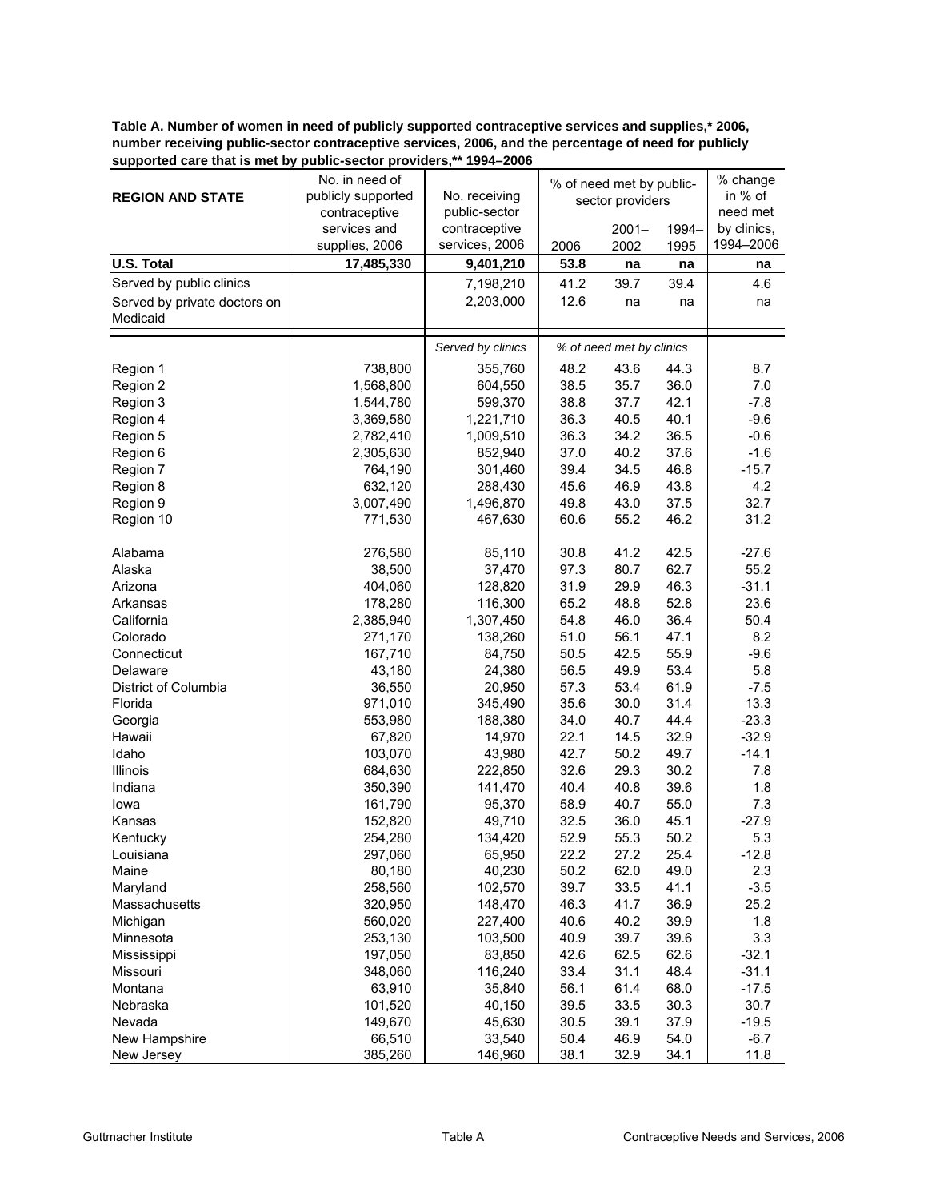**Table A. Number of women in need of publicly supported contraceptive services and supplies,* 2006, number receiving public-sector contraceptive services, 2006, and the percentage of need for publicly supported care that is met by public-sector providers,** 1994–2006**

| REGION AND STATE | No. in need of publicly supported contraceptive services and supplies, 2006 | No. receiving public-sector contraceptive services, 2006 | % of need met by public-sector providers | | | % change in % of need met by clinics, 1994–2006 |
|---|---|---|---|---|---|---|
| | | | 2006 | 2001–2002 | 1994–1995 | |
| **U.S. Total** | **17,485,330** | **9,401,210** | **53.8** | **na** | **na** | **na** |
| Served by public clinics | | 7,198,210 | 41.2 | 39.7 | 39.4 | 4.6 |
| Served by private doctors on Medicaid | | 2,203,000 | 12.6 | na | na | na |
| | | *Served by clinics* | *% of need met by clinics* | | | |
| Region 1 | 738,800 | 355,760 | 48.2 | 43.6 | 44.3 | 8.7 |
| Region 2 | 1,568,800 | 604,550 | 38.5 | 35.7 | 36.0 | 7.0 |
| Region 3 | 1,544,780 | 599,370 | 38.8 | 37.7 | 42.1 | -7.8 |
| Region 4 | 3,369,580 | 1,221,710 | 36.3 | 40.5 | 40.1 | -9.6 |
| Region 5 | 2,782,410 | 1,009,510 | 36.3 | 34.2 | 36.5 | -0.6 |
| Region 6 | 2,305,630 | 852,940 | 37.0 | 40.2 | 37.6 | -1.6 |
| Region 7 | 764,190 | 301,460 | 39.4 | 34.5 | 46.8 | -15.7 |
| Region 8 | 632,120 | 288,430 | 45.6 | 46.9 | 43.8 | 4.2 |
| Region 9 | 3,007,490 | 1,496,870 | 49.8 | 43.0 | 37.5 | 32.7 |
| Region 10 | 771,530 | 467,630 | 60.6 | 55.2 | 46.2 | 31.2 |
| Alabama | 276,580 | 85,110 | 30.8 | 41.2 | 42.5 | -27.6 |
| Alaska | 38,500 | 37,470 | 97.3 | 80.7 | 62.7 | 55.2 |
| Arizona | 404,060 | 128,820 | 31.9 | 29.9 | 46.3 | -31.1 |
| Arkansas | 178,280 | 116,300 | 65.2 | 48.8 | 52.8 | 23.6 |
| California | 2,385,940 | 1,307,450 | 54.8 | 46.0 | 36.4 | 50.4 |
| Colorado | 271,170 | 138,260 | 51.0 | 56.1 | 47.1 | 8.2 |
| Connecticut | 167,710 | 84,750 | 50.5 | 42.5 | 55.9 | -9.6 |
| Delaware | 43,180 | 24,380 | 56.5 | 49.9 | 53.4 | 5.8 |
| District of Columbia | 36,550 | 20,950 | 57.3 | 53.4 | 61.9 | -7.5 |
| Florida | 971,010 | 345,490 | 35.6 | 30.0 | 31.4 | 13.3 |
| Georgia | 553,980 | 188,380 | 34.0 | 40.7 | 44.4 | -23.3 |
| Hawaii | 67,820 | 14,970 | 22.1 | 14.5 | 32.9 | -32.9 |
| Idaho | 103,070 | 43,980 | 42.7 | 50.2 | 49.7 | -14.1 |
| Illinois | 684,630 | 222,850 | 32.6 | 29.3 | 30.2 | 7.8 |
| Indiana | 350,390 | 141,470 | 40.4 | 40.8 | 39.6 | 1.8 |
| Iowa | 161,790 | 95,370 | 58.9 | 40.7 | 55.0 | 7.3 |
| Kansas | 152,820 | 49,710 | 32.5 | 36.0 | 45.1 | -27.9 |
| Kentucky | 254,280 | 134,420 | 52.9 | 55.3 | 50.2 | 5.3 |
| Louisiana | 297,060 | 65,950 | 22.2 | 27.2 | 25.4 | -12.8 |
| Maine | 80,180 | 40,230 | 50.2 | 62.0 | 49.0 | 2.3 |
| Maryland | 258,560 | 102,570 | 39.7 | 33.5 | 41.1 | -3.5 |
| Massachusetts | 320,950 | 148,470 | 46.3 | 41.7 | 36.9 | 25.2 |
| Michigan | 560,020 | 227,400 | 40.6 | 40.2 | 39.9 | 1.8 |
| Minnesota | 253,130 | 103,500 | 40.9 | 39.7 | 39.6 | 3.3 |
| Mississippi | 197,050 | 83,850 | 42.6 | 62.5 | 62.6 | -32.1 |
| Missouri | 348,060 | 116,240 | 33.4 | 31.1 | 48.4 | -31.1 |
| Montana | 63,910 | 35,840 | 56.1 | 61.4 | 68.0 | -17.5 |
| Nebraska | 101,520 | 40,150 | 39.5 | 33.5 | 30.3 | 30.7 |
| Nevada | 149,670 | 45,630 | 30.5 | 39.1 | 37.9 | -19.5 |
| New Hampshire | 66,510 | 33,540 | 50.4 | 46.9 | 54.0 | -6.7 |
| New Jersey | 385,260 | 146,960 | 38.1 | 32.9 | 34.1 | 11.8 |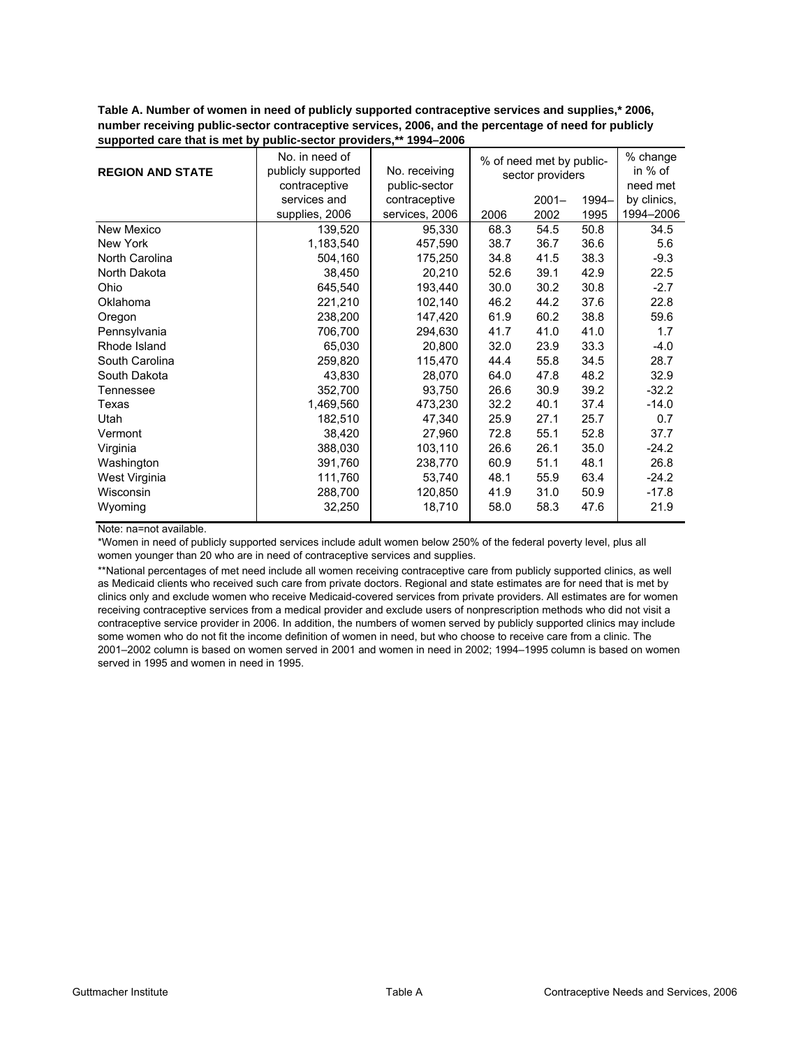**Table A. Number of women in need of publicly supported contraceptive services and supplies,* 2006, number receiving public-sector contraceptive services, 2006, and the percentage of need for publicly supported care that is met by public-sector providers,** 1994–2006**

| REGION AND STATE | No. in need of publicly supported contraceptive services and supplies, 2006 | No. receiving public-sector contraceptive services, 2006 | % of need met by public-sector providers | | | % change in % of need met by clinics, 1994–2006 |
|---|---|---|---|---|---|---|
| | | | 2006 | 2001–2002 | 1994–1995 | |
| New Mexico | 139,520 | 95,330 | 68.3 | 54.5 | 50.8 | 34.5 |
| New York | 1,183,540 | 457,590 | 38.7 | 36.7 | 36.6 | 5.6 |
| North Carolina | 504,160 | 175,250 | 34.8 | 41.5 | 38.3 | -9.3 |
| North Dakota | 38,450 | 20,210 | 52.6 | 39.1 | 42.9 | 22.5 |
| Ohio | 645,540 | 193,440 | 30.0 | 30.2 | 30.8 | -2.7 |
| Oklahoma | 221,210 | 102,140 | 46.2 | 44.2 | 37.6 | 22.8 |
| Oregon | 238,200 | 147,420 | 61.9 | 60.2 | 38.8 | 59.6 |
| Pennsylvania | 706,700 | 294,630 | 41.7 | 41.0 | 41.0 | 1.7 |
| Rhode Island | 65,030 | 20,800 | 32.0 | 23.9 | 33.3 | -4.0 |
| South Carolina | 259,820 | 115,470 | 44.4 | 55.8 | 34.5 | 28.7 |
| South Dakota | 43,830 | 28,070 | 64.0 | 47.8 | 48.2 | 32.9 |
| Tennessee | 352,700 | 93,750 | 26.6 | 30.9 | 39.2 | -32.2 |
| Texas | 1,469,560 | 473,230 | 32.2 | 40.1 | 37.4 | -14.0 |
| Utah | 182,510 | 47,340 | 25.9 | 27.1 | 25.7 | 0.7 |
| Vermont | 38,420 | 27,960 | 72.8 | 55.1 | 52.8 | 37.7 |
| Virginia | 388,030 | 103,110 | 26.6 | 26.1 | 35.0 | -24.2 |
| Washington | 391,760 | 238,770 | 60.9 | 51.1 | 48.1 | 26.8 |
| West Virginia | 111,760 | 53,740 | 48.1 | 55.9 | 63.4 | -24.2 |
| Wisconsin | 288,700 | 120,850 | 41.9 | 31.0 | 50.9 | -17.8 |
| Wyoming | 32,250 | 18,710 | 58.0 | 58.3 | 47.6 | 21.9 |

Note: na=not available.

*Women in need of publicly supported services include adult women below 250% of the federal poverty level, plus all women younger than 20 who are in need of contraceptive services and supplies.

**National percentages of met need include all women receiving contraceptive care from publicly supported clinics, as well as Medicaid clients who received such care from private doctors. Regional and state estimates are for need that is met by clinics only and exclude women who receive Medicaid-covered services from private providers. All estimates are for women receiving contraceptive services from a medical provider and exclude users of nonprescription methods who did not visit a contraceptive service provider in 2006. In addition, the numbers of women served by publicly supported clinics may include some women who do not fit the income definition of women in need, but who choose to receive care from a clinic. The 2001–2002 column is based on women served in 2001 and women in need in 2002; 1994–1995 column is based on women served in 1995 and women in need in 1995.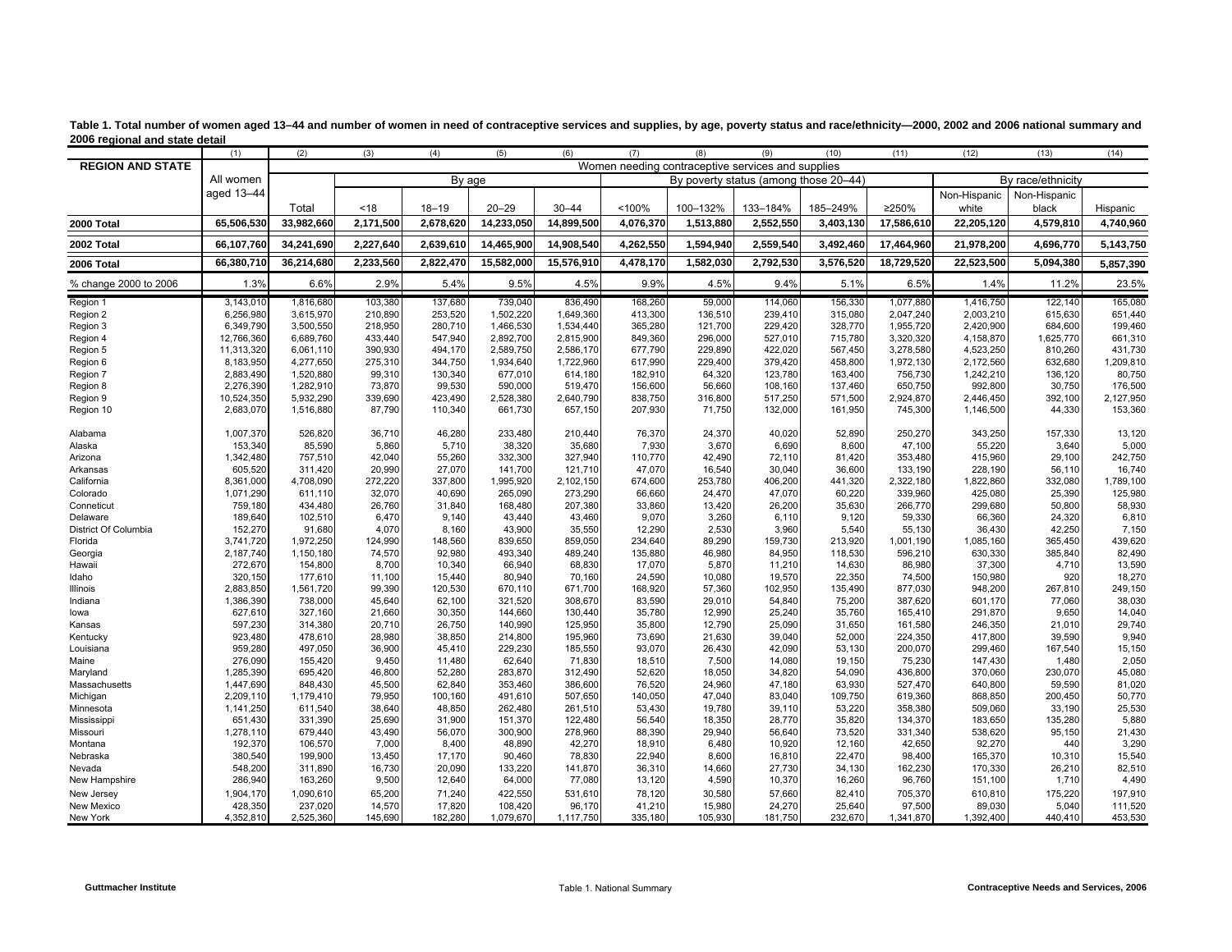**Table 1. Total number of women aged 13–44 and number of women in need of contraceptive services and supplies, by age, poverty status and race/ethnicity—2000, 2002 and 2006 national summary and 2006 regional and state detail**

| | (1) | (2) | (3) | (4) | (5) | (6) | (7) | (8) | (9) | (10) | (11) | (12) | (13) | (14) |
|---|---|---|---|---|---|---|---|---|---|---|---|---|---|---|
| **REGION AND STATE** | All women aged 13–44 | Women needing contraceptive services and supplies | | | | | | | | | | | | |
| | | | By age | | | | By poverty status (among those 20–44) | | | | | By race/ethnicity | | |
| | | Total | <18 | 18–19 | 20–29 | 30–44 | <100% | 100–132% | 133–184% | 185–249% | ≥250% | Non-Hispanic white | Non-Hispanic black | Hispanic |
| **2000 Total** | **65,506,530** | **33,982,660** | **2,171,500** | **2,678,620** | **14,233,050** | **14,899,500** | **4,076,370** | **1,513,880** | **2,552,550** | **3,403,130** | **17,586,610** | **22,205,120** | **4,579,810** | **4,740,960** |
| **2002 Total** | **66,107,760** | **34,241,690** | **2,227,640** | **2,639,610** | **14,465,900** | **14,908,540** | **4,262,550** | **1,594,940** | **2,559,540** | **3,492,460** | **17,464,960** | **21,978,200** | **4,696,770** | **5,143,750** |
| **2006 Total** | **66,380,710** | **36,214,680** | **2,233,560** | **2,822,470** | **15,582,000** | **15,576,910** | **4,478,170** | **1,582,030** | **2,792,530** | **3,576,520** | **18,729,520** | **22,523,500** | **5,094,380** | **5,857,390** |
| % change 2000 to 2006 | 1.3% | 6.6% | 2.9% | 5.4% | 9.5% | 4.5% | 9.9% | 4.5% | 9.4% | 5.1% | 6.5% | 1.4% | 11.2% | 23.5% |
| Region 1 | 3,143,010 | 1,816,680 | 103,380 | 137,680 | 739,040 | 836,490 | 168,260 | 59,000 | 114,060 | 156,330 | 1,077,880 | 1,416,750 | 122,140 | 165,080 |
| Region 2 | 6,256,980 | 3,615,970 | 210,890 | 253,520 | 1,502,220 | 1,649,360 | 413,300 | 136,510 | 239,410 | 315,080 | 2,047,240 | 2,003,210 | 615,630 | 651,440 |
| Region 3 | 6,349,790 | 3,500,550 | 218,950 | 280,710 | 1,466,530 | 1,534,440 | 365,280 | 121,700 | 229,420 | 328,770 | 1,955,720 | 2,420,900 | 684,600 | 199,460 |
| Region 4 | 12,766,360 | 6,689,760 | 433,440 | 547,940 | 2,892,700 | 2,815,900 | 849,360 | 296,000 | 527,010 | 715,780 | 3,320,320 | 4,158,870 | 1,625,770 | 661,310 |
| Region 5 | 11,313,320 | 6,061,110 | 390,930 | 494,170 | 2,589,750 | 2,586,170 | 677,790 | 229,890 | 422,020 | 567,450 | 3,278,580 | 4,523,250 | 810,260 | 431,730 |
| Region 6 | 8,183,950 | 4,277,650 | 275,310 | 344,750 | 1,934,640 | 1,722,960 | 617,990 | 229,400 | 379,420 | 458,800 | 1,972,130 | 2,172,560 | 632,680 | 1,209,810 |
| Region 7 | 2,883,490 | 1,520,880 | 99,310 | 130,340 | 677,010 | 614,180 | 182,910 | 64,320 | 123,780 | 163,400 | 756,730 | 1,242,210 | 136,120 | 80,750 |
| Region 8 | 2,276,390 | 1,282,910 | 73,870 | 99,530 | 590,000 | 519,470 | 156,600 | 56,660 | 108,160 | 137,460 | 650,750 | 992,800 | 30,750 | 176,500 |
| Region 9 | 10,524,350 | 5,932,290 | 339,690 | 423,490 | 2,528,380 | 2,640,790 | 838,750 | 316,800 | 517,250 | 571,500 | 2,924,870 | 2,446,450 | 392,100 | 2,127,950 |
| Region 10 | 2,683,070 | 1,516,880 | 87,790 | 110,340 | 661,730 | 657,150 | 207,930 | 71,750 | 132,000 | 161,950 | 745,300 | 1,146,500 | 44,330 | 153,360 |
| Alabama | 1,007,370 | 526,820 | 36,710 | 46,280 | 233,480 | 210,440 | 76,370 | 24,370 | 40,020 | 52,890 | 250,270 | 343,250 | 157,330 | 13,120 |
| Alaska | 153,340 | 85,590 | 5,860 | 5,710 | 38,320 | 35,680 | 7,930 | 3,670 | 6,690 | 8,600 | 47,100 | 55,220 | 3,640 | 5,000 |
| Arizona | 1,342,480 | 757,510 | 42,040 | 55,260 | 332,300 | 327,940 | 110,770 | 42,490 | 72,110 | 81,420 | 353,480 | 415,960 | 29,100 | 242,750 |
| Arkansas | 605,520 | 311,420 | 20,990 | 27,070 | 141,700 | 121,710 | 47,070 | 16,540 | 30,040 | 36,600 | 133,190 | 228,190 | 56,110 | 16,740 |
| California | 8,361,000 | 4,708,090 | 272,220 | 337,800 | 1,995,920 | 2,102,150 | 674,600 | 253,780 | 406,200 | 441,320 | 2,322,180 | 1,822,860 | 332,080 | 1,789,100 |
| Colorado | 1,071,290 | 611,110 | 32,070 | 40,690 | 265,090 | 273,290 | 66,660 | 24,470 | 47,070 | 60,220 | 339,960 | 425,080 | 25,390 | 125,980 |
| Conneticut | 759,180 | 434,480 | 26,760 | 31,840 | 168,480 | 207,380 | 33,860 | 13,420 | 26,200 | 35,630 | 266,770 | 299,680 | 50,800 | 58,930 |
| Delaware | 189,640 | 102,510 | 6,470 | 9,140 | 43,440 | 43,460 | 9,070 | 3,260 | 6,110 | 9,120 | 59,330 | 66,360 | 24,320 | 6,810 |
| District Of Columbia | 152,270 | 91,680 | 4,070 | 8,160 | 43,900 | 35,550 | 12,290 | 2,530 | 3,960 | 5,540 | 55,130 | 36,430 | 42,250 | 7,150 |
| Florida | 3,741,720 | 1,972,250 | 124,990 | 148,560 | 839,650 | 859,050 | 234,640 | 89,290 | 159,730 | 213,920 | 1,001,190 | 1,085,160 | 365,450 | 439,620 |
| Georgia | 2,187,740 | 1,150,180 | 74,570 | 92,980 | 493,340 | 489,240 | 135,880 | 46,980 | 84,950 | 118,530 | 596,210 | 630,330 | 385,840 | 82,490 |
| Hawaii | 272,670 | 154,800 | 8,700 | 10,340 | 66,940 | 68,830 | 17,070 | 5,870 | 11,210 | 14,630 | 86,980 | 37,300 | 4,710 | 13,590 |
| Idaho | 320,150 | 177,610 | 11,100 | 15,440 | 80,940 | 70,160 | 24,590 | 10,080 | 19,570 | 22,350 | 74,500 | 150,980 | 920 | 18,270 |
| Illinois | 2,883,850 | 1,561,720 | 99,390 | 120,530 | 670,110 | 671,700 | 168,920 | 57,360 | 102,950 | 135,490 | 877,030 | 948,200 | 267,810 | 249,150 |
| Indiana | 1,386,390 | 738,000 | 45,640 | 62,100 | 321,520 | 308,670 | 83,590 | 29,010 | 54,840 | 75,200 | 387,620 | 601,170 | 77,060 | 38,030 |
| Iowa | 627,610 | 327,160 | 21,660 | 30,350 | 144,660 | 130,440 | 35,780 | 12,990 | 25,240 | 35,760 | 165,410 | 291,870 | 9,650 | 14,040 |
| Kansas | 597,230 | 314,380 | 20,710 | 26,750 | 140,990 | 125,950 | 35,800 | 12,790 | 25,090 | 31,650 | 161,580 | 246,350 | 21,010 | 29,740 |
| Kentucky | 923,480 | 478,610 | 28,980 | 38,850 | 214,800 | 195,960 | 73,690 | 21,630 | 39,040 | 52,000 | 224,350 | 417,800 | 39,590 | 9,940 |
| Louisiana | 959,280 | 497,050 | 36,900 | 45,410 | 229,230 | 185,550 | 93,070 | 26,430 | 42,090 | 53,130 | 200,070 | 299,460 | 167,540 | 15,150 |
| Maine | 276,090 | 155,420 | 9,450 | 11,480 | 62,640 | 71,830 | 18,510 | 7,500 | 14,080 | 19,150 | 75,230 | 147,430 | 1,480 | 2,050 |
| Maryland | 1,285,390 | 695,420 | 46,800 | 52,280 | 283,870 | 312,490 | 52,620 | 18,050 | 34,820 | 54,090 | 436,800 | 370,060 | 230,070 | 45,080 |
| Massachusetts | 1,447,690 | 848,430 | 45,500 | 62,840 | 353,460 | 386,600 | 76,520 | 24,960 | 47,180 | 63,930 | 527,470 | 640,800 | 59,590 | 81,020 |
| Michigan | 2,209,110 | 1,179,410 | 79,950 | 100,160 | 491,610 | 507,650 | 140,050 | 47,040 | 83,040 | 109,750 | 619,360 | 868,850 | 200,450 | 50,770 |
| Minnesota | 1,141,250 | 611,540 | 38,640 | 48,850 | 262,480 | 261,510 | 53,430 | 19,780 | 39,110 | 53,220 | 358,380 | 509,060 | 33,190 | 25,530 |
| Mississippi | 651,430 | 331,390 | 25,690 | 31,900 | 151,370 | 122,480 | 56,540 | 18,350 | 28,770 | 35,820 | 134,370 | 183,650 | 135,280 | 5,880 |
| Missouri | 1,278,110 | 679,440 | 43,490 | 56,070 | 300,900 | 278,960 | 88,390 | 29,940 | 56,640 | 73,520 | 331,340 | 538,620 | 95,150 | 21,430 |
| Montana | 192,370 | 106,570 | 7,000 | 8,400 | 48,890 | 42,270 | 18,910 | 6,480 | 10,920 | 12,160 | 42,650 | 92,270 | 440 | 3,290 |
| Nebraska | 380,540 | 199,900 | 13,450 | 17,170 | 90,460 | 78,830 | 22,940 | 8,600 | 16,810 | 22,470 | 98,400 | 165,370 | 10,310 | 15,540 |
| Nevada | 548,200 | 311,890 | 16,730 | 20,090 | 133,220 | 141,870 | 36,310 | 14,660 | 27,730 | 34,130 | 162,230 | 170,330 | 26,210 | 82,510 |
| New Hampshire | 286,940 | 163,260 | 9,500 | 12,640 | 64,000 | 77,080 | 13,120 | 4,590 | 10,370 | 16,260 | 96,760 | 151,100 | 1,710 | 4,490 |
| New Jersey | 1,904,170 | 1,090,610 | 65,200 | 71,240 | 422,550 | 531,610 | 78,120 | 30,580 | 57,660 | 82,410 | 705,370 | 610,810 | 175,220 | 197,910 |
| New Mexico | 428,350 | 237,020 | 14,570 | 17,820 | 108,420 | 96,170 | 41,210 | 15,980 | 24,270 | 25,640 | 97,500 | 89,030 | 5,040 | 111,520 |
| New York | 4,352,810 | 2,525,360 | 145,690 | 182,280 | 1,079,670 | 1,117,750 | 335,180 | 105,930 | 181,750 | 232,670 | 1,341,870 | 1,392,400 | 440,410 | 453,530 |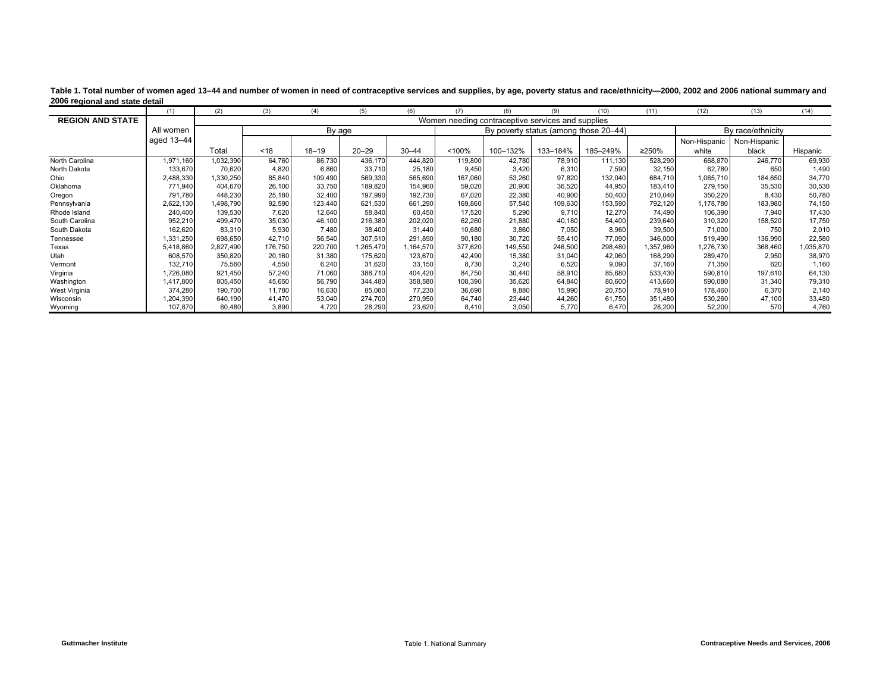**Table 1. Total number of women aged 13–44 and number of women in need of contraceptive services and supplies, by age, poverty status and race/ethnicity—2000, 2002 and 2006 national summary and 2006 regional and state detail**

| | (1) | (2) | (3) | (4) | (5) | (6) | (7) | (8) | (9) | (10) | (11) | (12) | (13) | (14) |
|---|---|---|---|---|---|---|---|---|---|---|---|---|---|---|
| **REGION AND STATE** | | Women needing contraceptive services and supplies | | | | | | | | | | | | |
| | All women aged 13–44 | | By age | | | | By poverty status (among those 20–44) | | | | | By race/ethnicity | | |
| | | Total | <18 | 18–19 | 20–29 | 30–44 | <100% | 100–132% | 133–184% | 185–249% | ≥250% | Non-Hispanic white | Non-Hispanic black | Hispanic |
| North Carolina | 1,971,160 | 1,032,390 | 64,760 | 86,730 | 436,170 | 444,820 | 119,800 | 42,780 | 78,910 | 111,130 | 528,290 | 668,870 | 246,770 | 69,930 |
| North Dakota | 133,670 | 70,620 | 4,820 | 6,860 | 33,710 | 25,180 | 9,450 | 3,420 | 6,310 | 7,590 | 32,150 | 62,780 | 650 | 1,490 |
| Ohio | 2,488,330 | 1,330,250 | 85,840 | 109,490 | 569,330 | 565,690 | 167,060 | 53,260 | 97,820 | 132,040 | 684,710 | 1,065,710 | 184,650 | 34,770 |
| Oklahoma | 771,940 | 404,670 | 26,100 | 33,750 | 189,820 | 154,960 | 59,020 | 20,900 | 36,520 | 44,950 | 183,410 | 279,150 | 35,530 | 30,530 |
| Oregon | 791,780 | 448,230 | 25,180 | 32,400 | 197,990 | 192,730 | 67,020 | 22,380 | 40,900 | 50,400 | 210,040 | 350,220 | 8,430 | 50,780 |
| Pennsylvania | 2,622,130 | 1,498,790 | 92,590 | 123,440 | 621,530 | 661,290 | 169,860 | 57,540 | 109,630 | 153,590 | 792,120 | 1,178,780 | 183,980 | 74,150 |
| Rhode Island | 240,400 | 139,530 | 7,620 | 12,640 | 58,840 | 60,450 | 17,520 | 5,290 | 9,710 | 12,270 | 74,490 | 106,390 | 7,940 | 17,430 |
| South Carolina | 952,210 | 499,470 | 35,030 | 46,100 | 216,380 | 202,020 | 62,260 | 21,880 | 40,180 | 54,400 | 239,640 | 310,320 | 158,520 | 17,750 |
| South Dakota | 162,620 | 83,310 | 5,930 | 7,480 | 38,400 | 31,440 | 10,680 | 3,860 | 7,050 | 8,960 | 39,500 | 71,000 | 750 | 2,010 |
| Tennessee | 1,331,250 | 698,650 | 42,710 | 56,540 | 307,510 | 291,890 | 90,180 | 30,720 | 55,410 | 77,090 | 346,000 | 519,490 | 136,990 | 22,580 |
| Texas | 5,418,860 | 2,827,490 | 176,750 | 220,700 | 1,265,470 | 1,164,570 | 377,620 | 149,550 | 246,500 | 298,480 | 1,357,960 | 1,276,730 | 368,460 | 1,035,870 |
| Utah | 608,570 | 350,820 | 20,160 | 31,380 | 175,620 | 123,670 | 42,490 | 15,380 | 31,040 | 42,060 | 168,290 | 289,470 | 2,950 | 38,970 |
| Vermont | 132,710 | 75,560 | 4,550 | 6,240 | 31,620 | 33,150 | 8,730 | 3,240 | 6,520 | 9,090 | 37,160 | 71,350 | 620 | 1,160 |
| Virginia | 1,726,080 | 921,450 | 57,240 | 71,060 | 388,710 | 404,420 | 84,750 | 30,440 | 58,910 | 85,680 | 533,430 | 590,810 | 197,610 | 64,130 |
| Washington | 1,417,800 | 805,450 | 45,650 | 56,790 | 344,480 | 358,580 | 108,390 | 35,620 | 64,840 | 80,600 | 413,660 | 590,080 | 31,340 | 79,310 |
| West Virginia | 374,280 | 190,700 | 11,780 | 16,630 | 85,080 | 77,230 | 36,690 | 9,880 | 15,990 | 20,750 | 78,910 | 178,460 | 6,370 | 2,140 |
| Wisconsin | 1,204,390 | 640,190 | 41,470 | 53,040 | 274,700 | 270,950 | 64,740 | 23,440 | 44,260 | 61,750 | 351,480 | 530,260 | 47,100 | 33,480 |
| Wyoming | 107,870 | 60,480 | 3,890 | 4,720 | 28,290 | 23,620 | 8,410 | 3,050 | 5,770 | 6,470 | 28,200 | 52,200 | 570 | 4,760 |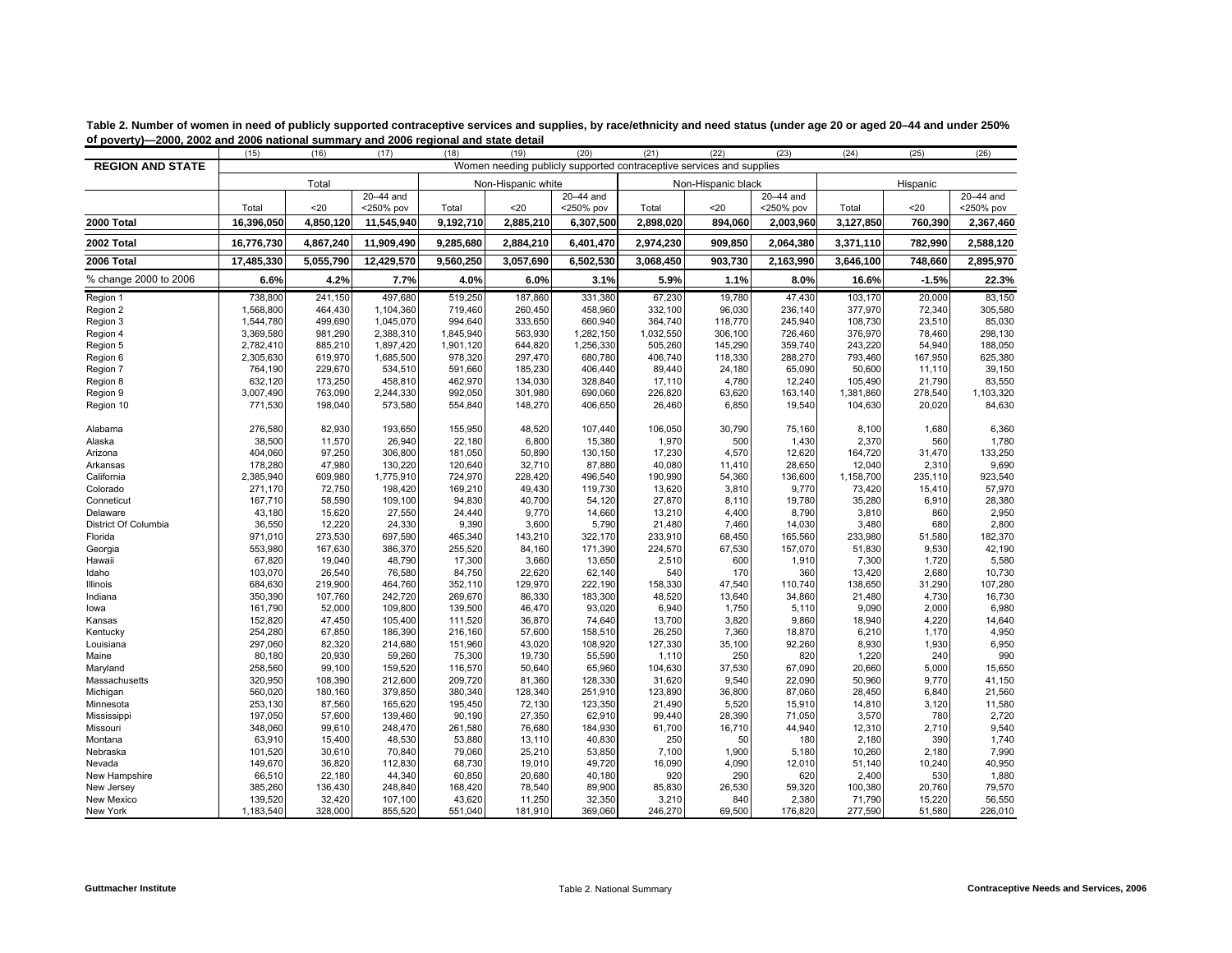**Table 2. Number of women in need of publicly supported contraceptive services and supplies, by race/ethnicity and need status (under age 20 or aged 20–44 and under 250% of poverty)—2000, 2002 and 2006 national summary and 2006 regional and state detail**

| | (15) | (16) | (17) | (18) | (19) | (20) | (21) | (22) | (23) | (24) | (25) | (26) |
|---|---|---|---|---|---|---|---|---|---|---|---|---|
| **REGION AND STATE** | Women needing publicly supported contraceptive services and supplies | | | | | | | | | | | |
| | Total | | | Non-Hispanic white | | | Non-Hispanic black | | | Hispanic | | |
| | Total | <20 | 20–44 and <250% pov | Total | <20 | 20–44 and <250% pov | Total | <20 | 20–44 and <250% pov | Total | <20 | 20–44 and <250% pov |
| **2000 Total** | **16,396,050** | **4,850,120** | **11,545,940** | **9,192,710** | **2,885,210** | **6,307,500** | **2,898,020** | **894,060** | **2,003,960** | **3,127,850** | **760,390** | **2,367,460** |
| **2002 Total** | **16,776,730** | **4,867,240** | **11,909,490** | **9,285,680** | **2,884,210** | **6,401,470** | **2,974,230** | **909,850** | **2,064,380** | **3,371,110** | **782,990** | **2,588,120** |
| **2006 Total** | **17,485,330** | **5,055,790** | **12,429,570** | **9,560,250** | **3,057,690** | **6,502,530** | **3,068,450** | **903,730** | **2,163,990** | **3,646,100** | **748,660** | **2,895,970** |
| % change 2000 to 2006 | **6.6%** | **4.2%** | **7.7%** | **4.0%** | **6.0%** | **3.1%** | **5.9%** | **1.1%** | **8.0%** | **16.6%** | **-1.5%** | **22.3%** |
| Region 1 | 738,800 | 241,150 | 497,680 | 519,250 | 187,860 | 331,380 | 67,230 | 19,780 | 47,430 | 103,170 | 20,000 | 83,150 |
| Region 2 | 1,568,800 | 464,430 | 1,104,360 | 719,460 | 260,450 | 458,960 | 332,100 | 96,030 | 236,140 | 377,970 | 72,340 | 305,580 |
| Region 3 | 1,544,780 | 499,690 | 1,045,070 | 994,640 | 333,650 | 660,940 | 364,740 | 118,770 | 245,940 | 108,730 | 23,510 | 85,030 |
| Region 4 | 3,369,580 | 981,290 | 2,388,310 | 1,845,940 | 563,930 | 1,282,150 | 1,032,550 | 306,100 | 726,460 | 376,970 | 78,460 | 298,130 |
| Region 5 | 2,782,410 | 885,210 | 1,897,420 | 1,901,120 | 644,820 | 1,256,330 | 505,260 | 145,290 | 359,740 | 243,220 | 54,940 | 188,050 |
| Region 6 | 2,305,630 | 619,970 | 1,685,500 | 978,320 | 297,470 | 680,780 | 406,740 | 118,330 | 288,270 | 793,460 | 167,950 | 625,380 |
| Region 7 | 764,190 | 229,670 | 534,510 | 591,660 | 185,230 | 406,440 | 89,440 | 24,180 | 65,090 | 50,600 | 11,110 | 39,150 |
| Region 8 | 632,120 | 173,250 | 458,810 | 462,970 | 134,030 | 328,840 | 17,110 | 4,780 | 12,240 | 105,490 | 21,790 | 83,550 |
| Region 9 | 3,007,490 | 763,090 | 2,244,330 | 992,050 | 301,980 | 690,060 | 226,820 | 63,620 | 163,140 | 1,381,860 | 278,540 | 1,103,320 |
| Region 10 | 771,530 | 198,040 | 573,580 | 554,840 | 148,270 | 406,650 | 26,460 | 6,850 | 19,540 | 104,630 | 20,020 | 84,630 |
| Alabama | 276,580 | 82,930 | 193,650 | 155,950 | 48,520 | 107,440 | 106,050 | 30,790 | 75,160 | 8,100 | 1,680 | 6,360 |
| Alaska | 38,500 | 11,570 | 26,940 | 22,180 | 6,800 | 15,380 | 1,970 | 500 | 1,430 | 2,370 | 560 | 1,780 |
| Arizona | 404,060 | 97,250 | 306,800 | 181,050 | 50,890 | 130,150 | 17,230 | 4,570 | 12,620 | 164,720 | 31,470 | 133,250 |
| Arkansas | 178,280 | 47,980 | 130,220 | 120,640 | 32,710 | 87,880 | 40,080 | 11,410 | 28,650 | 12,040 | 2,310 | 9,690 |
| California | 2,385,940 | 609,980 | 1,775,910 | 724,970 | 228,420 | 496,540 | 190,990 | 54,360 | 136,600 | 1,158,700 | 235,110 | 923,540 |
| Colorado | 271,170 | 72,750 | 198,420 | 169,210 | 49,430 | 119,730 | 13,620 | 3,810 | 9,770 | 73,420 | 15,410 | 57,970 |
| Conneticut | 167,710 | 58,590 | 109,100 | 94,830 | 40,700 | 54,120 | 27,870 | 8,110 | 19,780 | 35,280 | 6,910 | 28,380 |
| Delaware | 43,180 | 15,620 | 27,550 | 24,440 | 9,770 | 14,660 | 13,210 | 4,400 | 8,790 | 3,810 | 860 | 2,950 |
| District Of Columbia | 36,550 | 12,220 | 24,330 | 9,390 | 3,600 | 5,790 | 21,480 | 7,460 | 14,030 | 3,480 | 680 | 2,800 |
| Florida | 971,010 | 273,530 | 697,590 | 465,340 | 143,210 | 322,170 | 233,910 | 68,450 | 165,560 | 233,980 | 51,580 | 182,370 |
| Georgia | 553,980 | 167,630 | 386,370 | 255,520 | 84,160 | 171,390 | 224,570 | 67,530 | 157,070 | 51,830 | 9,530 | 42,190 |
| Hawaii | 67,820 | 19,040 | 48,790 | 17,300 | 3,660 | 13,650 | 2,510 | 600 | 1,910 | 7,300 | 1,720 | 5,580 |
| Idaho | 103,070 | 26,540 | 76,580 | 84,750 | 22,620 | 62,140 | 540 | 170 | 360 | 13,420 | 2,680 | 10,730 |
| Illinois | 684,630 | 219,900 | 464,760 | 352,110 | 129,970 | 222,190 | 158,330 | 47,540 | 110,740 | 138,650 | 31,290 | 107,280 |
| Indiana | 350,390 | 107,760 | 242,720 | 269,670 | 86,330 | 183,300 | 48,520 | 13,640 | 34,860 | 21,480 | 4,730 | 16,730 |
| Iowa | 161,790 | 52,000 | 109,800 | 139,500 | 46,470 | 93,020 | 6,940 | 1,750 | 5,110 | 9,090 | 2,000 | 6,980 |
| Kansas | 152,820 | 47,450 | 105,400 | 111,520 | 36,870 | 74,640 | 13,700 | 3,820 | 9,860 | 18,940 | 4,220 | 14,640 |
| Kentucky | 254,280 | 67,850 | 186,390 | 216,160 | 57,600 | 158,510 | 26,250 | 7,360 | 18,870 | 6,210 | 1,170 | 4,950 |
| Louisiana | 297,060 | 82,320 | 214,680 | 151,960 | 43,020 | 108,920 | 127,330 | 35,100 | 92,260 | 8,930 | 1,930 | 6,950 |
| Maine | 80,180 | 20,930 | 59,260 | 75,300 | 19,730 | 55,590 | 1,110 | 250 | 820 | 1,220 | 240 | 990 |
| Maryland | 258,560 | 99,100 | 159,520 | 116,570 | 50,640 | 65,960 | 104,630 | 37,530 | 67,090 | 20,660 | 5,000 | 15,650 |
| Massachusetts | 320,950 | 108,390 | 212,600 | 209,720 | 81,360 | 128,330 | 31,620 | 9,540 | 22,090 | 50,960 | 9,770 | 41,150 |
| Michigan | 560,020 | 180,160 | 379,850 | 380,340 | 128,340 | 251,910 | 123,890 | 36,800 | 87,060 | 28,450 | 6,840 | 21,560 |
| Minnesota | 253,130 | 87,560 | 165,620 | 195,450 | 72,130 | 123,350 | 21,490 | 5,520 | 15,910 | 14,810 | 3,120 | 11,580 |
| Mississippi | 197,050 | 57,600 | 139,460 | 90,190 | 27,350 | 62,910 | 99,440 | 28,390 | 71,050 | 3,570 | 780 | 2,720 |
| Missouri | 348,060 | 99,610 | 248,470 | 261,580 | 76,680 | 184,930 | 61,700 | 16,710 | 44,940 | 12,310 | 2,710 | 9,540 |
| Montana | 63,910 | 15,400 | 48,530 | 53,880 | 13,110 | 40,830 | 250 | 50 | 180 | 2,180 | 390 | 1,740 |
| Nebraska | 101,520 | 30,610 | 70,840 | 79,060 | 25,210 | 53,850 | 7,100 | 1,900 | 5,180 | 10,260 | 2,180 | 7,990 |
| Nevada | 149,670 | 36,820 | 112,830 | 68,730 | 19,010 | 49,720 | 16,090 | 4,090 | 12,010 | 51,140 | 10,240 | 40,950 |
| New Hampshire | 66,510 | 22,180 | 44,340 | 60,850 | 20,680 | 40,180 | 920 | 290 | 620 | 2,400 | 530 | 1,880 |
| New Jersey | 385,260 | 136,430 | 248,840 | 168,420 | 78,540 | 89,900 | 85,830 | 26,530 | 59,320 | 100,380 | 20,760 | 79,570 |
| New Mexico | 139,520 | 32,420 | 107,100 | 43,620 | 11,250 | 32,350 | 3,210 | 840 | 2,380 | 71,790 | 15,220 | 56,550 |
| New York | 1,183,540 | 328,000 | 855,520 | 551,040 | 181,910 | 369,060 | 246,270 | 69,500 | 176,820 | 277,590 | 51,580 | 226,010 |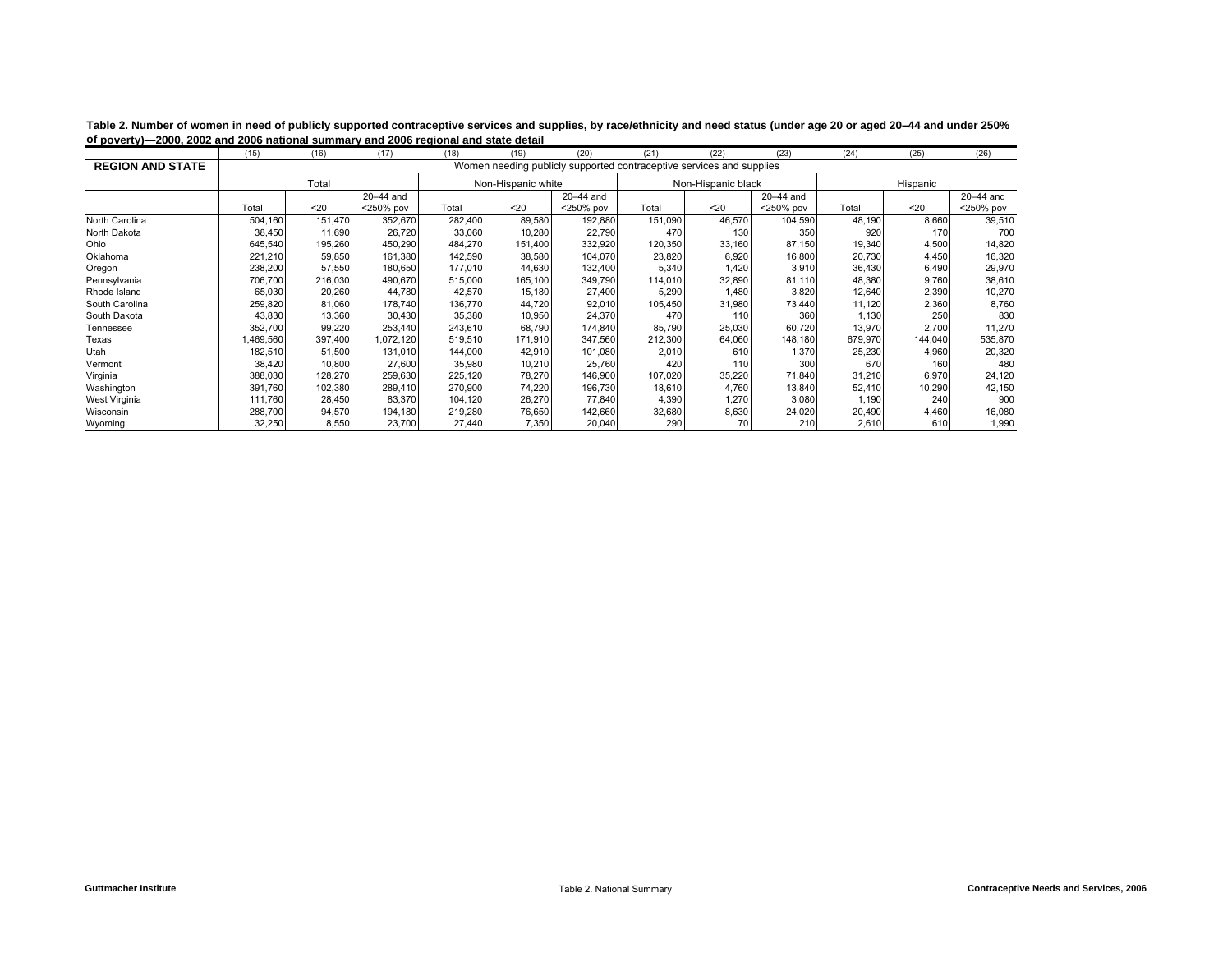**Table 2. Number of women in need of publicly supported contraceptive services and supplies, by race/ethnicity and need status (under age 20 or aged 20–44 and under 250% of poverty)—2000, 2002 and 2006 national summary and 2006 regional and state detail**

| | (15) | (16) | (17) | (18) | (19) | (20) | (21) | (22) | (23) | (24) | (25) | (26) |
|---|---|---|---|---|---|---|---|---|---|---|---|---|
| **REGION AND STATE** | Women needing publicly supported contraceptive services and supplies | | | | | | | | | | | |
| | Total | | | Non-Hispanic white | | | Non-Hispanic black | | | Hispanic | | |
| | Total | <20 | 20–44 and <250% pov | Total | <20 | 20–44 and <250% pov | Total | <20 | 20–44 and <250% pov | Total | <20 | 20–44 and <250% pov |
| North Carolina | 504,160 | 151,470 | 352,670 | 282,400 | 89,580 | 192,880 | 151,090 | 46,570 | 104,590 | 48,190 | 8,660 | 39,510 |
| North Dakota | 38,450 | 11,690 | 26,720 | 33,060 | 10,280 | 22,790 | 470 | 130 | 350 | 920 | 170 | 700 |
| Ohio | 645,540 | 195,260 | 450,290 | 484,270 | 151,400 | 332,920 | 120,350 | 33,160 | 87,150 | 19,340 | 4,500 | 14,820 |
| Oklahoma | 221,210 | 59,850 | 161,380 | 142,590 | 38,580 | 104,070 | 23,820 | 6,920 | 16,800 | 20,730 | 4,450 | 16,320 |
| Oregon | 238,200 | 57,550 | 180,650 | 177,010 | 44,630 | 132,400 | 5,340 | 1,420 | 3,910 | 36,430 | 6,490 | 29,970 |
| Pennsylvania | 706,700 | 216,030 | 490,670 | 515,000 | 165,100 | 349,790 | 114,010 | 32,890 | 81,110 | 48,380 | 9,760 | 38,610 |
| Rhode Island | 65,030 | 20,260 | 44,780 | 42,570 | 15,180 | 27,400 | 5,290 | 1,480 | 3,820 | 12,640 | 2,390 | 10,270 |
| South Carolina | 259,820 | 81,060 | 178,740 | 136,770 | 44,720 | 92,010 | 105,450 | 31,980 | 73,440 | 11,120 | 2,360 | 8,760 |
| South Dakota | 43,830 | 13,360 | 30,430 | 35,380 | 10,950 | 24,370 | 470 | 110 | 360 | 1,130 | 250 | 830 |
| Tennessee | 352,700 | 99,220 | 253,440 | 243,610 | 68,790 | 174,840 | 85,790 | 25,030 | 60,720 | 13,970 | 2,700 | 11,270 |
| Texas | 1,469,560 | 397,400 | 1,072,120 | 519,510 | 171,910 | 347,560 | 212,300 | 64,060 | 148,180 | 679,970 | 144,040 | 535,870 |
| Utah | 182,510 | 51,500 | 131,010 | 144,000 | 42,910 | 101,080 | 2,010 | 610 | 1,370 | 25,230 | 4,960 | 20,320 |
| Vermont | 38,420 | 10,800 | 27,600 | 35,980 | 10,210 | 25,760 | 420 | 110 | 300 | 670 | 160 | 480 |
| Virginia | 388,030 | 128,270 | 259,630 | 225,120 | 78,270 | 146,900 | 107,020 | 35,220 | 71,840 | 31,210 | 6,970 | 24,120 |
| Washington | 391,760 | 102,380 | 289,410 | 270,900 | 74,220 | 196,730 | 18,610 | 4,760 | 13,840 | 52,410 | 10,290 | 42,150 |
| West Virginia | 111,760 | 28,450 | 83,370 | 104,120 | 26,270 | 77,840 | 4,390 | 1,270 | 3,080 | 1,190 | 240 | 900 |
| Wisconsin | 288,700 | 94,570 | 194,180 | 219,280 | 76,650 | 142,660 | 32,680 | 8,630 | 24,020 | 20,490 | 4,460 | 16,080 |
| Wyoming | 32,250 | 8,550 | 23,700 | 27,440 | 7,350 | 20,040 | 290 | 70 | 210 | 2,610 | 610 | 1,990 |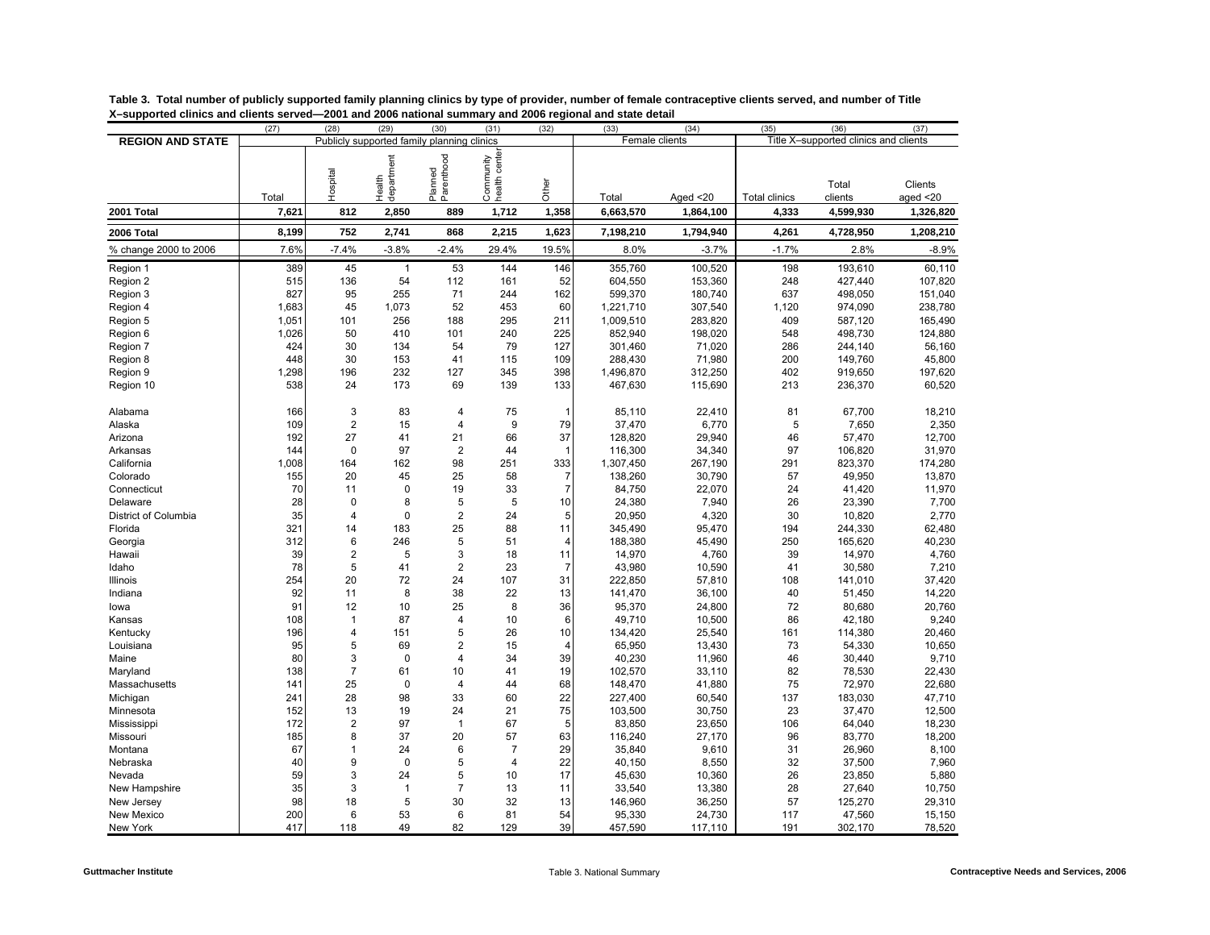**Table 3. Total number of publicly supported family planning clinics by type of provider, number of female contraceptive clients served, and number of Title X–supported clinics and clients served—2001 and 2006 national summary and 2006 regional and state detail**

| | (27) | (28) | (29) | (30) | (31) | (32) | (33) | (34) | (35) | (36) | (37) |
|---|---|---|---|---|---|---|---|---|---|---|---|
| **REGION AND STATE** | Publicly supported family planning clinics | | | | | | Female clients | | Title X–supported clinics and clients | | |
| | Total | Hospital | Health department | Planned Parenthood | Community health center | Other | Total | Aged <20 | Total clinics | Total clients | Clients aged <20 |
| **2001 Total** | **7,621** | **812** | **2,850** | **889** | **1,712** | **1,358** | **6,663,570** | **1,864,100** | **4,333** | **4,599,930** | **1,326,820** |
| **2006 Total** | **8,199** | **752** | **2,741** | **868** | **2,215** | **1,623** | **7,198,210** | **1,794,940** | **4,261** | **4,728,950** | **1,208,210** |
| % change 2000 to 2006 | 7.6% | -7.4% | -3.8% | -2.4% | 29.4% | 19.5% | 8.0% | -3.7% | -1.7% | 2.8% | -8.9% |
| Region 1 | 389 | 45 | 1 | 53 | 144 | 146 | 355,760 | 100,520 | 198 | 193,610 | 60,110 |
| Region 2 | 515 | 136 | 54 | 112 | 161 | 52 | 604,550 | 153,360 | 248 | 427,440 | 107,820 |
| Region 3 | 827 | 95 | 255 | 71 | 244 | 162 | 599,370 | 180,740 | 637 | 498,050 | 151,040 |
| Region 4 | 1,683 | 45 | 1,073 | 52 | 453 | 60 | 1,221,710 | 307,540 | 1,120 | 974,090 | 238,780 |
| Region 5 | 1,051 | 101 | 256 | 188 | 295 | 211 | 1,009,510 | 283,820 | 409 | 587,120 | 165,490 |
| Region 6 | 1,026 | 50 | 410 | 101 | 240 | 225 | 852,940 | 198,020 | 548 | 498,730 | 124,880 |
| Region 7 | 424 | 30 | 134 | 54 | 79 | 127 | 301,460 | 71,020 | 286 | 244,140 | 56,160 |
| Region 8 | 448 | 30 | 153 | 41 | 115 | 109 | 288,430 | 71,980 | 200 | 149,760 | 45,800 |
| Region 9 | 1,298 | 196 | 232 | 127 | 345 | 398 | 1,496,870 | 312,250 | 402 | 919,650 | 197,620 |
| Region 10 | 538 | 24 | 173 | 69 | 139 | 133 | 467,630 | 115,690 | 213 | 236,370 | 60,520 |
| Alabama | 166 | 3 | 83 | 4 | 75 | 1 | 85,110 | 22,410 | 81 | 67,700 | 18,210 |
| Alaska | 109 | 2 | 15 | 4 | 9 | 79 | 37,470 | 6,770 | 5 | 7,650 | 2,350 |
| Arizona | 192 | 27 | 41 | 21 | 66 | 37 | 128,820 | 29,940 | 46 | 57,470 | 12,700 |
| Arkansas | 144 | 0 | 97 | 2 | 44 | 1 | 116,300 | 34,340 | 97 | 106,820 | 31,970 |
| California | 1,008 | 164 | 162 | 98 | 251 | 333 | 1,307,450 | 267,190 | 291 | 823,370 | 174,280 |
| Colorado | 155 | 20 | 45 | 25 | 58 | 7 | 138,260 | 30,790 | 57 | 49,950 | 13,870 |
| Connecticut | 70 | 11 | 0 | 19 | 33 | 7 | 84,750 | 22,070 | 24 | 41,420 | 11,970 |
| Delaware | 28 | 0 | 8 | 5 | 5 | 10 | 24,380 | 7,940 | 26 | 23,390 | 7,700 |
| District of Columbia | 35 | 4 | 0 | 2 | 24 | 5 | 20,950 | 4,320 | 30 | 10,820 | 2,770 |
| Florida | 321 | 14 | 183 | 25 | 88 | 11 | 345,490 | 95,470 | 194 | 244,330 | 62,480 |
| Georgia | 312 | 6 | 246 | 5 | 51 | 4 | 188,380 | 45,490 | 250 | 165,620 | 40,230 |
| Hawaii | 39 | 2 | 5 | 3 | 18 | 11 | 14,970 | 4,760 | 39 | 14,970 | 4,760 |
| Idaho | 78 | 5 | 41 | 2 | 23 | 7 | 43,980 | 10,590 | 41 | 30,580 | 7,210 |
| Illinois | 254 | 20 | 72 | 24 | 107 | 31 | 222,850 | 57,810 | 108 | 141,010 | 37,420 |
| Indiana | 92 | 11 | 8 | 38 | 22 | 13 | 141,470 | 36,100 | 40 | 51,450 | 14,220 |
| Iowa | 91 | 12 | 10 | 25 | 8 | 36 | 95,370 | 24,800 | 72 | 80,680 | 20,760 |
| Kansas | 108 | 1 | 87 | 4 | 10 | 6 | 49,710 | 10,500 | 86 | 42,180 | 9,240 |
| Kentucky | 196 | 4 | 151 | 5 | 26 | 10 | 134,420 | 25,540 | 161 | 114,380 | 20,460 |
| Louisiana | 95 | 5 | 69 | 2 | 15 | 4 | 65,950 | 13,430 | 73 | 54,330 | 10,650 |
| Maine | 80 | 3 | 0 | 4 | 34 | 39 | 40,230 | 11,960 | 46 | 30,440 | 9,710 |
| Maryland | 138 | 7 | 61 | 10 | 41 | 19 | 102,570 | 33,110 | 82 | 78,530 | 22,430 |
| Massachusetts | 141 | 25 | 0 | 4 | 44 | 68 | 148,470 | 41,880 | 75 | 72,970 | 22,680 |
| Michigan | 241 | 28 | 98 | 33 | 60 | 22 | 227,400 | 60,540 | 137 | 183,030 | 47,710 |
| Minnesota | 152 | 13 | 19 | 24 | 21 | 75 | 103,500 | 30,750 | 23 | 37,470 | 12,500 |
| Mississippi | 172 | 2 | 97 | 1 | 67 | 5 | 83,850 | 23,650 | 106 | 64,040 | 18,230 |
| Missouri | 185 | 8 | 37 | 20 | 57 | 63 | 116,240 | 27,170 | 96 | 83,770 | 18,200 |
| Montana | 67 | 1 | 24 | 6 | 7 | 29 | 35,840 | 9,610 | 31 | 26,960 | 8,100 |
| Nebraska | 40 | 9 | 0 | 5 | 4 | 22 | 40,150 | 8,550 | 32 | 37,500 | 7,960 |
| Nevada | 59 | 3 | 24 | 5 | 10 | 17 | 45,630 | 10,360 | 26 | 23,850 | 5,880 |
| New Hampshire | 35 | 3 | 1 | 7 | 13 | 11 | 33,540 | 13,380 | 28 | 27,640 | 10,750 |
| New Jersey | 98 | 18 | 5 | 30 | 32 | 13 | 146,960 | 36,250 | 57 | 125,270 | 29,310 |
| New Mexico | 200 | 6 | 53 | 6 | 81 | 54 | 95,330 | 24,730 | 117 | 47,560 | 15,150 |
| New York | 417 | 118 | 49 | 82 | 129 | 39 | 457,590 | 117,110 | 191 | 302,170 | 78,520 |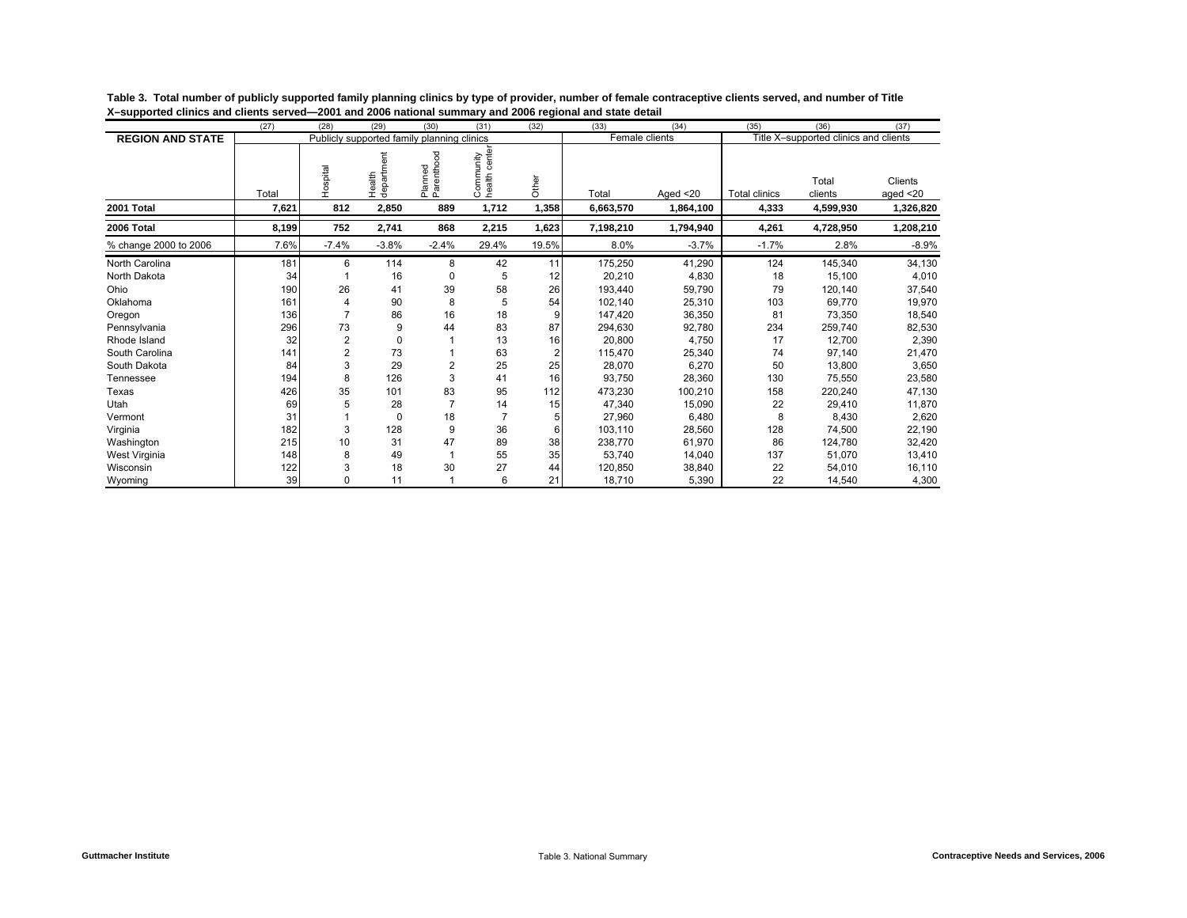**Table 3. Total number of publicly supported family planning clinics by type of provider, number of female contraceptive clients served, and number of Title X–supported clinics and clients served—2001 and 2006 national summary and 2006 regional and state detail**

| | (27) | (28) | (29) | (30) | (31) | (32) | (33) | (34) | (35) | (36) | (37) |
|---|---|---|---|---|---|---|---|---|---|---|---|
| **REGION AND STATE** | Publicly supported family planning clinics | | | | | | Female clients | | Title X–supported clinics and clients | | |
| | Total | Hospital | Health department | Planned Parenthood | Community health center | Other | Total | Aged <20 | Total clinics | Total clients | Clients aged <20 |
| **2001 Total** | **7,621** | **812** | **2,850** | **889** | **1,712** | **1,358** | **6,663,570** | **1,864,100** | **4,333** | **4,599,930** | **1,326,820** |
| **2006 Total** | **8,199** | **752** | **2,741** | **868** | **2,215** | **1,623** | **7,198,210** | **1,794,940** | **4,261** | **4,728,950** | **1,208,210** |
| % change 2000 to 2006 | 7.6% | -7.4% | -3.8% | -2.4% | 29.4% | 19.5% | 8.0% | -3.7% | -1.7% | 2.8% | -8.9% |
| North Carolina | 181 | 6 | 114 | 8 | 42 | 11 | 175,250 | 41,290 | 124 | 145,340 | 34,130 |
| North Dakota | 34 | 1 | 16 | 0 | 5 | 12 | 20,210 | 4,830 | 18 | 15,100 | 4,010 |
| Ohio | 190 | 26 | 41 | 39 | 58 | 26 | 193,440 | 59,790 | 79 | 120,140 | 37,540 |
| Oklahoma | 161 | 4 | 90 | 8 | 5 | 54 | 102,140 | 25,310 | 103 | 69,770 | 19,970 |
| Oregon | 136 | 7 | 86 | 16 | 18 | 9 | 147,420 | 36,350 | 81 | 73,350 | 18,540 |
| Pennsylvania | 296 | 73 | 9 | 44 | 83 | 87 | 294,630 | 92,780 | 234 | 259,740 | 82,530 |
| Rhode Island | 32 | 2 | 0 | 1 | 13 | 16 | 20,800 | 4,750 | 17 | 12,700 | 2,390 |
| South Carolina | 141 | 2 | 73 | 1 | 63 | 2 | 115,470 | 25,340 | 74 | 97,140 | 21,470 |
| South Dakota | 84 | 3 | 29 | 2 | 25 | 25 | 28,070 | 6,270 | 50 | 13,800 | 3,650 |
| Tennessee | 194 | 8 | 126 | 3 | 41 | 16 | 93,750 | 28,360 | 130 | 75,550 | 23,580 |
| Texas | 426 | 35 | 101 | 83 | 95 | 112 | 473,230 | 100,210 | 158 | 220,240 | 47,130 |
| Utah | 69 | 5 | 28 | 7 | 14 | 15 | 47,340 | 15,090 | 22 | 29,410 | 11,870 |
| Vermont | 31 | 1 | 0 | 18 | 7 | 5 | 27,960 | 6,480 | 8 | 8,430 | 2,620 |
| Virginia | 182 | 3 | 128 | 9 | 36 | 6 | 103,110 | 28,560 | 128 | 74,500 | 22,190 |
| Washington | 215 | 10 | 31 | 47 | 89 | 38 | 238,770 | 61,970 | 86 | 124,780 | 32,420 |
| West Virginia | 148 | 8 | 49 | 1 | 55 | 35 | 53,740 | 14,040 | 137 | 51,070 | 13,410 |
| Wisconsin | 122 | 3 | 18 | 30 | 27 | 44 | 120,850 | 38,840 | 22 | 54,010 | 16,110 |
| Wyoming | 39 | 0 | 11 | 1 | 6 | 21 | 18,710 | 5,390 | 22 | 14,540 | 4,300 |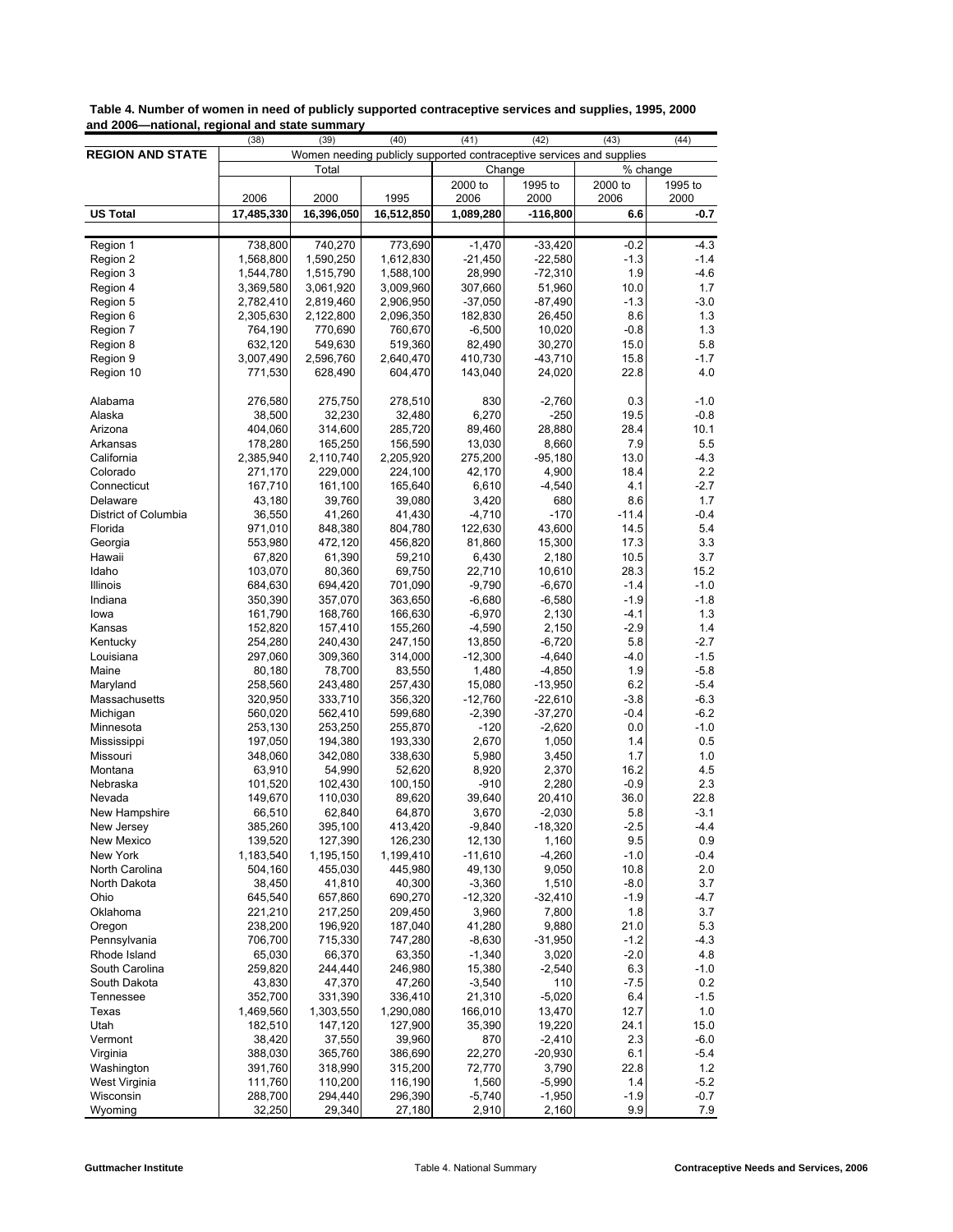**Table 4. Number of women in need of publicly supported contraceptive services and supplies, 1995, 2000 and 2006—national, regional and state summary**

| | (38) | (39) | (40) | (41) | (42) | (43) | (44) |
|---|---|---|---|---|---|---|---|
| **REGION AND STATE** | Women needing publicly supported contraceptive services and supplies | | | | | | |
| | Total | | | Change | | % change | |
| | 2006 | 2000 | 1995 | 2000 to 2006 | 1995 to 2000 | 2000 to 2006 | 1995 to 2000 |
| **US Total** | **17,485,330** | **16,396,050** | **16,512,850** | **1,089,280** | **-116,800** | **6.6** | **-0.7** |
| Region 1 | 738,800 | 740,270 | 773,690 | -1,470 | -33,420 | -0.2 | -4.3 |
| Region 2 | 1,568,800 | 1,590,250 | 1,612,830 | -21,450 | -22,580 | -1.3 | -1.4 |
| Region 3 | 1,544,780 | 1,515,790 | 1,588,100 | 28,990 | -72,310 | 1.9 | -4.6 |
| Region 4 | 3,369,580 | 3,061,920 | 3,009,960 | 307,660 | 51,960 | 10.0 | 1.7 |
| Region 5 | 2,782,410 | 2,819,460 | 2,906,950 | -37,050 | -87,490 | -1.3 | -3.0 |
| Region 6 | 2,305,630 | 2,122,800 | 2,096,350 | 182,830 | 26,450 | 8.6 | 1.3 |
| Region 7 | 764,190 | 770,690 | 760,670 | -6,500 | 10,020 | -0.8 | 1.3 |
| Region 8 | 632,120 | 549,630 | 519,360 | 82,490 | 30,270 | 15.0 | 5.8 |
| Region 9 | 3,007,490 | 2,596,760 | 2,640,470 | 410,730 | -43,710 | 15.8 | -1.7 |
| Region 10 | 771,530 | 628,490 | 604,470 | 143,040 | 24,020 | 22.8 | 4.0 |
| Alabama | 276,580 | 275,750 | 278,510 | 830 | -2,760 | 0.3 | -1.0 |
| Alaska | 38,500 | 32,230 | 32,480 | 6,270 | -250 | 19.5 | -0.8 |
| Arizona | 404,060 | 314,600 | 285,720 | 89,460 | 28,880 | 28.4 | 10.1 |
| Arkansas | 178,280 | 165,250 | 156,590 | 13,030 | 8,660 | 7.9 | 5.5 |
| California | 2,385,940 | 2,110,740 | 2,205,920 | 275,200 | -95,180 | 13.0 | -4.3 |
| Colorado | 271,170 | 229,000 | 224,100 | 42,170 | 4,900 | 18.4 | 2.2 |
| Connecticut | 167,710 | 161,100 | 165,640 | 6,610 | -4,540 | 4.1 | -2.7 |
| Delaware | 43,180 | 39,760 | 39,080 | 3,420 | 680 | 8.6 | 1.7 |
| District of Columbia | 36,550 | 41,260 | 41,430 | -4,710 | -170 | -11.4 | -0.4 |
| Florida | 971,010 | 848,380 | 804,780 | 122,630 | 43,600 | 14.5 | 5.4 |
| Georgia | 553,980 | 472,120 | 456,820 | 81,860 | 15,300 | 17.3 | 3.3 |
| Hawaii | 67,820 | 61,390 | 59,210 | 6,430 | 2,180 | 10.5 | 3.7 |
| Idaho | 103,070 | 80,360 | 69,750 | 22,710 | 10,610 | 28.3 | 15.2 |
| Illinois | 684,630 | 694,420 | 701,090 | -9,790 | -6,670 | -1.4 | -1.0 |
| Indiana | 350,390 | 357,070 | 363,650 | -6,680 | -6,580 | -1.9 | -1.8 |
| Iowa | 161,790 | 168,760 | 166,630 | -6,970 | 2,130 | -4.1 | 1.3 |
| Kansas | 152,820 | 157,410 | 155,260 | -4,590 | 2,150 | -2.9 | 1.4 |
| Kentucky | 254,280 | 240,430 | 247,150 | 13,850 | -6,720 | 5.8 | -2.7 |
| Louisiana | 297,060 | 309,360 | 314,000 | -12,300 | -4,640 | -4.0 | -1.5 |
| Maine | 80,180 | 78,700 | 83,550 | 1,480 | -4,850 | 1.9 | -5.8 |
| Maryland | 258,560 | 243,480 | 257,430 | 15,080 | -13,950 | 6.2 | -5.4 |
| Massachusetts | 320,950 | 333,710 | 356,320 | -12,760 | -22,610 | -3.8 | -6.3 |
| Michigan | 560,020 | 562,410 | 599,680 | -2,390 | -37,270 | -0.4 | -6.2 |
| Minnesota | 253,130 | 253,250 | 255,870 | -120 | -2,620 | 0.0 | -1.0 |
| Mississippi | 197,050 | 194,380 | 193,330 | 2,670 | 1,050 | 1.4 | 0.5 |
| Missouri | 348,060 | 342,080 | 338,630 | 5,980 | 3,450 | 1.7 | 1.0 |
| Montana | 63,910 | 54,990 | 52,620 | 8,920 | 2,370 | 16.2 | 4.5 |
| Nebraska | 101,520 | 102,430 | 100,150 | -910 | 2,280 | -0.9 | 2.3 |
| Nevada | 149,670 | 110,030 | 89,620 | 39,640 | 20,410 | 36.0 | 22.8 |
| New Hampshire | 66,510 | 62,840 | 64,870 | 3,670 | -2,030 | 5.8 | -3.1 |
| New Jersey | 385,260 | 395,100 | 413,420 | -9,840 | -18,320 | -2.5 | -4.4 |
| New Mexico | 139,520 | 127,390 | 126,230 | 12,130 | 1,160 | 9.5 | 0.9 |
| New York | 1,183,540 | 1,195,150 | 1,199,410 | -11,610 | -4,260 | -1.0 | -0.4 |
| North Carolina | 504,160 | 455,030 | 445,980 | 49,130 | 9,050 | 10.8 | 2.0 |
| North Dakota | 38,450 | 41,810 | 40,300 | -3,360 | 1,510 | -8.0 | 3.7 |
| Ohio | 645,540 | 657,860 | 690,270 | -12,320 | -32,410 | -1.9 | -4.7 |
| Oklahoma | 221,210 | 217,250 | 209,450 | 3,960 | 7,800 | 1.8 | 3.7 |
| Oregon | 238,200 | 196,920 | 187,040 | 41,280 | 9,880 | 21.0 | 5.3 |
| Pennsylvania | 706,700 | 715,330 | 747,280 | -8,630 | -31,950 | -1.2 | -4.3 |
| Rhode Island | 65,030 | 66,370 | 63,350 | -1,340 | 3,020 | -2.0 | 4.8 |
| South Carolina | 259,820 | 244,440 | 246,980 | 15,380 | -2,540 | 6.3 | -1.0 |
| South Dakota | 43,830 | 47,370 | 47,260 | -3,540 | 110 | -7.5 | 0.2 |
| Tennessee | 352,700 | 331,390 | 336,410 | 21,310 | -5,020 | 6.4 | -1.5 |
| Texas | 1,469,560 | 1,303,550 | 1,290,080 | 166,010 | 13,470 | 12.7 | 1.0 |
| Utah | 182,510 | 147,120 | 127,900 | 35,390 | 19,220 | 24.1 | 15.0 |
| Vermont | 38,420 | 37,550 | 39,960 | 870 | -2,410 | 2.3 | -6.0 |
| Virginia | 388,030 | 365,760 | 386,690 | 22,270 | -20,930 | 6.1 | -5.4 |
| Washington | 391,760 | 318,990 | 315,200 | 72,770 | 3,790 | 22.8 | 1.2 |
| West Virginia | 111,760 | 110,200 | 116,190 | 1,560 | -5,990 | 1.4 | -5.2 |
| Wisconsin | 288,700 | 294,440 | 296,390 | -5,740 | -1,950 | -1.9 | -0.7 |
| Wyoming | 32,250 | 29,340 | 27,180 | 2,910 | 2,160 | 9.9 | 7.9 |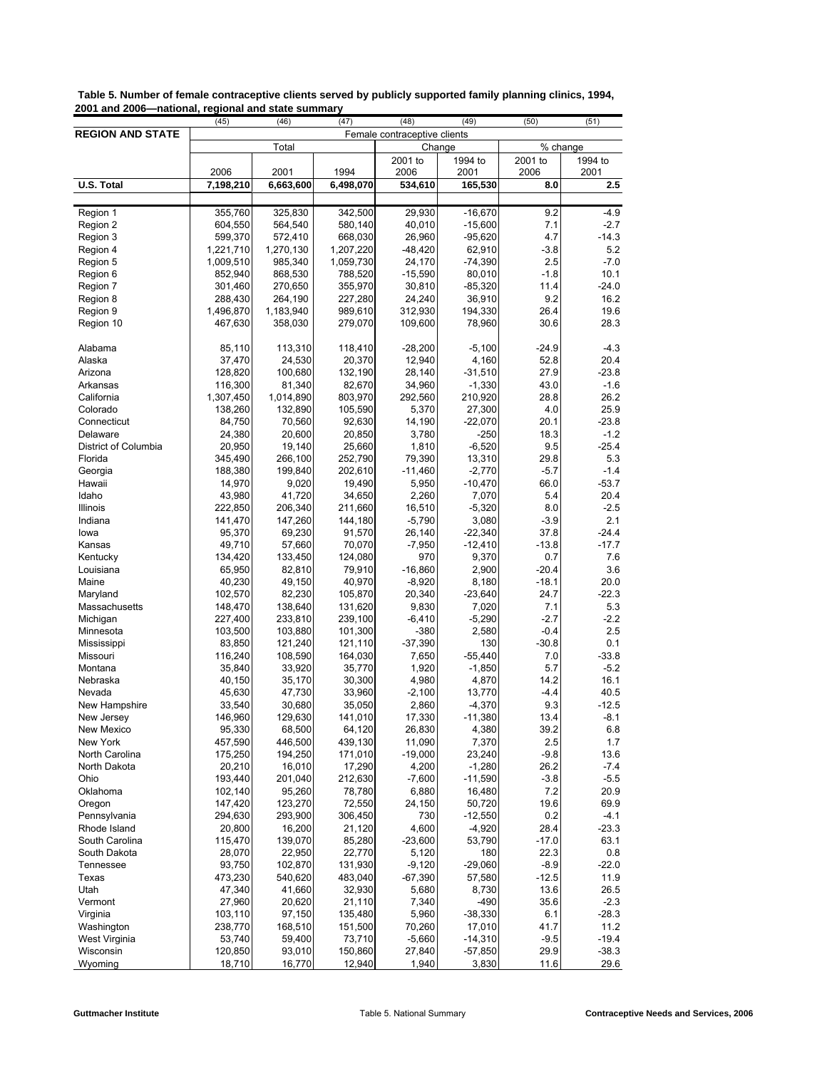**Table 5. Number of female contraceptive clients served by publicly supported family planning clinics, 1994, 2001 and 2006—national, regional and state summary**

| | (45) | (46) | (47) | (48) | (49) | (50) | (51) |
|---|---|---|---|---|---|---|---|
| **REGION AND STATE** | Female contraceptive clients | | | | | | |
| | Total | | | Change | | % change | |
| | 2006 | 2001 | 1994 | 2001 to 2006 | 1994 to 2001 | 2001 to 2006 | 1994 to 2001 |
| **U.S. Total** | **7,198,210** | **6,663,600** | **6,498,070** | **534,610** | **165,530** | **8.0** | **2.5** |
| Region 1 | 355,760 | 325,830 | 342,500 | 29,930 | -16,670 | 9.2 | -4.9 |
| Region 2 | 604,550 | 564,540 | 580,140 | 40,010 | -15,600 | 7.1 | -2.7 |
| Region 3 | 599,370 | 572,410 | 668,030 | 26,960 | -95,620 | 4.7 | -14.3 |
| Region 4 | 1,221,710 | 1,270,130 | 1,207,220 | -48,420 | 62,910 | -3.8 | 5.2 |
| Region 5 | 1,009,510 | 985,340 | 1,059,730 | 24,170 | -74,390 | 2.5 | -7.0 |
| Region 6 | 852,940 | 868,530 | 788,520 | -15,590 | 80,010 | -1.8 | 10.1 |
| Region 7 | 301,460 | 270,650 | 355,970 | 30,810 | -85,320 | 11.4 | -24.0 |
| Region 8 | 288,430 | 264,190 | 227,280 | 24,240 | 36,910 | 9.2 | 16.2 |
| Region 9 | 1,496,870 | 1,183,940 | 989,610 | 312,930 | 194,330 | 26.4 | 19.6 |
| Region 10 | 467,630 | 358,030 | 279,070 | 109,600 | 78,960 | 30.6 | 28.3 |
| Alabama | 85,110 | 113,310 | 118,410 | -28,200 | -5,100 | -24.9 | -4.3 |
| Alaska | 37,470 | 24,530 | 20,370 | 12,940 | 4,160 | 52.8 | 20.4 |
| Arizona | 128,820 | 100,680 | 132,190 | 28,140 | -31,510 | 27.9 | -23.8 |
| Arkansas | 116,300 | 81,340 | 82,670 | 34,960 | -1,330 | 43.0 | -1.6 |
| California | 1,307,450 | 1,014,890 | 803,970 | 292,560 | 210,920 | 28.8 | 26.2 |
| Colorado | 138,260 | 132,890 | 105,590 | 5,370 | 27,300 | 4.0 | 25.9 |
| Connecticut | 84,750 | 70,560 | 92,630 | 14,190 | -22,070 | 20.1 | -23.8 |
| Delaware | 24,380 | 20,600 | 20,850 | 3,780 | -250 | 18.3 | -1.2 |
| District of Columbia | 20,950 | 19,140 | 25,660 | 1,810 | -6,520 | 9.5 | -25.4 |
| Florida | 345,490 | 266,100 | 252,790 | 79,390 | 13,310 | 29.8 | 5.3 |
| Georgia | 188,380 | 199,840 | 202,610 | -11,460 | -2,770 | -5.7 | -1.4 |
| Hawaii | 14,970 | 9,020 | 19,490 | 5,950 | -10,470 | 66.0 | -53.7 |
| Idaho | 43,980 | 41,720 | 34,650 | 2,260 | 7,070 | 5.4 | 20.4 |
| Illinois | 222,850 | 206,340 | 211,660 | 16,510 | -5,320 | 8.0 | -2.5 |
| Indiana | 141,470 | 147,260 | 144,180 | -5,790 | 3,080 | -3.9 | 2.1 |
| Iowa | 95,370 | 69,230 | 91,570 | 26,140 | -22,340 | 37.8 | -24.4 |
| Kansas | 49,710 | 57,660 | 70,070 | -7,950 | -12,410 | -13.8 | -17.7 |
| Kentucky | 134,420 | 133,450 | 124,080 | 970 | 9,370 | 0.7 | 7.6 |
| Louisiana | 65,950 | 82,810 | 79,910 | -16,860 | 2,900 | -20.4 | 3.6 |
| Maine | 40,230 | 49,150 | 40,970 | -8,920 | 8,180 | -18.1 | 20.0 |
| Maryland | 102,570 | 82,230 | 105,870 | 20,340 | -23,640 | 24.7 | -22.3 |
| Massachusetts | 148,470 | 138,640 | 131,620 | 9,830 | 7,020 | 7.1 | 5.3 |
| Michigan | 227,400 | 233,810 | 239,100 | -6,410 | -5,290 | -2.7 | -2.2 |
| Minnesota | 103,500 | 103,880 | 101,300 | -380 | 2,580 | -0.4 | 2.5 |
| Mississippi | 83,850 | 121,240 | 121,110 | -37,390 | 130 | -30.8 | 0.1 |
| Missouri | 116,240 | 108,590 | 164,030 | 7,650 | -55,440 | 7.0 | -33.8 |
| Montana | 35,840 | 33,920 | 35,770 | 1,920 | -1,850 | 5.7 | -5.2 |
| Nebraska | 40,150 | 35,170 | 30,300 | 4,980 | 4,870 | 14.2 | 16.1 |
| Nevada | 45,630 | 47,730 | 33,960 | -2,100 | 13,770 | -4.4 | 40.5 |
| New Hampshire | 33,540 | 30,680 | 35,050 | 2,860 | -4,370 | 9.3 | -12.5 |
| New Jersey | 146,960 | 129,630 | 141,010 | 17,330 | -11,380 | 13.4 | -8.1 |
| New Mexico | 95,330 | 68,500 | 64,120 | 26,830 | 4,380 | 39.2 | 6.8 |
| New York | 457,590 | 446,500 | 439,130 | 11,090 | 7,370 | 2.5 | 1.7 |
| North Carolina | 175,250 | 194,250 | 171,010 | -19,000 | 23,240 | -9.8 | 13.6 |
| North Dakota | 20,210 | 16,010 | 17,290 | 4,200 | -1,280 | 26.2 | -7.4 |
| Ohio | 193,440 | 201,040 | 212,630 | -7,600 | -11,590 | -3.8 | -5.5 |
| Oklahoma | 102,140 | 95,260 | 78,780 | 6,880 | 16,480 | 7.2 | 20.9 |
| Oregon | 147,420 | 123,270 | 72,550 | 24,150 | 50,720 | 19.6 | 69.9 |
| Pennsylvania | 294,630 | 293,900 | 306,450 | 730 | -12,550 | 0.2 | -4.1 |
| Rhode Island | 20,800 | 16,200 | 21,120 | 4,600 | -4,920 | 28.4 | -23.3 |
| South Carolina | 115,470 | 139,070 | 85,280 | -23,600 | 53,790 | -17.0 | 63.1 |
| South Dakota | 28,070 | 22,950 | 22,770 | 5,120 | 180 | 22.3 | 0.8 |
| Tennessee | 93,750 | 102,870 | 131,930 | -9,120 | -29,060 | -8.9 | -22.0 |
| Texas | 473,230 | 540,620 | 483,040 | -67,390 | 57,580 | -12.5 | 11.9 |
| Utah | 47,340 | 41,660 | 32,930 | 5,680 | 8,730 | 13.6 | 26.5 |
| Vermont | 27,960 | 20,620 | 21,110 | 7,340 | -490 | 35.6 | -2.3 |
| Virginia | 103,110 | 97,150 | 135,480 | 5,960 | -38,330 | 6.1 | -28.3 |
| Washington | 238,770 | 168,510 | 151,500 | 70,260 | 17,010 | 41.7 | 11.2 |
| West Virginia | 53,740 | 59,400 | 73,710 | -5,660 | -14,310 | -9.5 | -19.4 |
| Wisconsin | 120,850 | 93,010 | 150,860 | 27,840 | -57,850 | 29.9 | -38.3 |
| Wyoming | 18,710 | 16,770 | 12,940 | 1,940 | 3,830 | 11.6 | 29.6 |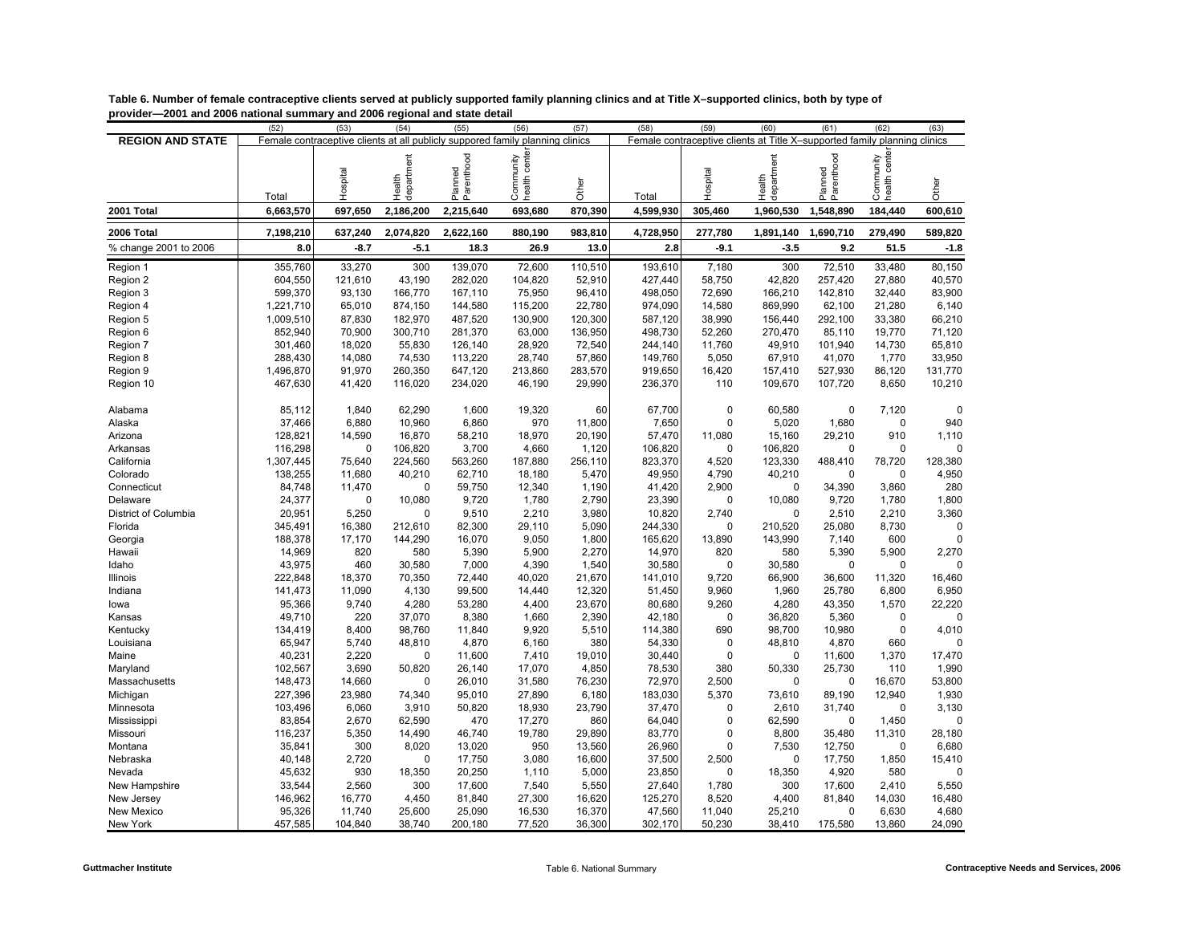**Table 6. Number of female contraceptive clients served at publicly supported family planning clinics and at Title X–supported clinics, both by type of provider—2001 and 2006 national summary and 2006 regional and state detail**

| | (52) | (53) | (54) | (55) | (56) | (57) | (58) | (59) | (60) | (61) | (62) | (63) |
|---|---|---|---|---|---|---|---|---|---|---|---|---|
| **REGION AND STATE** | Female contraceptive clients at all publicly suppored family planning clinics | | | | | | Female contraceptive clients at Title X–supported family planning clinics | | | | | |
| | Total | Hospital | Health department | Planned Parenthood | Community health center | Other | Total | Hospital | Health department | Planned Parenthood | Community health center | Other |
| **2001 Total** | **6,663,570** | **697,650** | **2,186,200** | **2,215,640** | **693,680** | **870,390** | **4,599,930** | **305,460** | **1,960,530** | **1,548,890** | **184,440** | **600,610** |
| **2006 Total** | **7,198,210** | **637,240** | **2,074,820** | **2,622,160** | **880,190** | **983,810** | **4,728,950** | **277,780** | **1,891,140** | **1,690,710** | **279,490** | **589,820** |
| % change 2001 to 2006 | **8.0** | **-8.7** | **-5.1** | **18.3** | **26.9** | **13.0** | **2.8** | **-9.1** | **-3.5** | **9.2** | **51.5** | **-1.8** |
| Region 1 | 355,760 | 33,270 | 300 | 139,070 | 72,600 | 110,510 | 193,610 | 7,180 | 300 | 72,510 | 33,480 | 80,150 |
| Region 2 | 604,550 | 121,610 | 43,190 | 282,020 | 104,820 | 52,910 | 427,440 | 58,750 | 42,820 | 257,420 | 27,880 | 40,570 |
| Region 3 | 599,370 | 93,130 | 166,770 | 167,110 | 75,950 | 96,410 | 498,050 | 72,690 | 166,210 | 142,810 | 32,440 | 83,900 |
| Region 4 | 1,221,710 | 65,010 | 874,150 | 144,580 | 115,200 | 22,780 | 974,090 | 14,580 | 869,990 | 62,100 | 21,280 | 6,140 |
| Region 5 | 1,009,510 | 87,830 | 182,970 | 487,520 | 130,900 | 120,300 | 587,120 | 38,990 | 156,440 | 292,100 | 33,380 | 66,210 |
| Region 6 | 852,940 | 70,900 | 300,710 | 281,370 | 63,000 | 136,950 | 498,730 | 52,260 | 270,470 | 85,110 | 19,770 | 71,120 |
| Region 7 | 301,460 | 18,020 | 55,830 | 126,140 | 28,920 | 72,540 | 244,140 | 11,760 | 49,910 | 101,940 | 14,730 | 65,810 |
| Region 8 | 288,430 | 14,080 | 74,530 | 113,220 | 28,740 | 57,860 | 149,760 | 5,050 | 67,910 | 41,070 | 1,770 | 33,950 |
| Region 9 | 1,496,870 | 91,970 | 260,350 | 647,120 | 213,860 | 283,570 | 919,650 | 16,420 | 157,410 | 527,930 | 86,120 | 131,770 |
| Region 10 | 467,630 | 41,420 | 116,020 | 234,020 | 46,190 | 29,990 | 236,370 | 110 | 109,670 | 107,720 | 8,650 | 10,210 |
| Alabama | 85,112 | 1,840 | 62,290 | 1,600 | 19,320 | 60 | 67,700 | 0 | 60,580 | 0 | 7,120 | 0 |
| Alaska | 37,466 | 6,880 | 10,960 | 6,860 | 970 | 11,800 | 7,650 | 0 | 5,020 | 1,680 | 0 | 940 |
| Arizona | 128,821 | 14,590 | 16,870 | 58,210 | 18,970 | 20,190 | 57,470 | 11,080 | 15,160 | 29,210 | 910 | 1,110 |
| Arkansas | 116,298 | 0 | 106,820 | 3,700 | 4,660 | 1,120 | 106,820 | 0 | 106,820 | 0 | 0 | 0 |
| California | 1,307,445 | 75,640 | 224,560 | 563,260 | 187,880 | 256,110 | 823,370 | 4,520 | 123,330 | 488,410 | 78,720 | 128,380 |
| Colorado | 138,255 | 11,680 | 40,210 | 62,710 | 18,180 | 5,470 | 49,950 | 4,790 | 40,210 | 0 | 0 | 4,950 |
| Connecticut | 84,748 | 11,470 | 0 | 59,750 | 12,340 | 1,190 | 41,420 | 2,900 | 0 | 34,390 | 3,860 | 280 |
| Delaware | 24,377 | 0 | 10,080 | 9,720 | 1,780 | 2,790 | 23,390 | 0 | 10,080 | 9,720 | 1,780 | 1,800 |
| District of Columbia | 20,951 | 5,250 | 0 | 9,510 | 2,210 | 3,980 | 10,820 | 2,740 | 0 | 2,510 | 2,210 | 3,360 |
| Florida | 345,491 | 16,380 | 212,610 | 82,300 | 29,110 | 5,090 | 244,330 | 0 | 210,520 | 25,080 | 8,730 | 0 |
| Georgia | 188,378 | 17,170 | 144,290 | 16,070 | 9,050 | 1,800 | 165,620 | 13,890 | 143,990 | 7,140 | 600 | 0 |
| Hawaii | 14,969 | 820 | 580 | 5,390 | 5,900 | 2,270 | 14,970 | 820 | 580 | 5,390 | 5,900 | 2,270 |
| Idaho | 43,975 | 460 | 30,580 | 7,000 | 4,390 | 1,540 | 30,580 | 0 | 30,580 | 0 | 0 | 0 |
| Illinois | 222,848 | 18,370 | 70,350 | 72,440 | 40,020 | 21,670 | 141,010 | 9,720 | 66,900 | 36,600 | 11,320 | 16,460 |
| Indiana | 141,473 | 11,090 | 4,130 | 99,500 | 14,440 | 12,320 | 51,450 | 9,960 | 1,960 | 25,780 | 6,800 | 6,950 |
| Iowa | 95,366 | 9,740 | 4,280 | 53,280 | 4,400 | 23,670 | 80,680 | 9,260 | 4,280 | 43,350 | 1,570 | 22,220 |
| Kansas | 49,710 | 220 | 37,070 | 8,380 | 1,660 | 2,390 | 42,180 | 0 | 36,820 | 5,360 | 0 | 0 |
| Kentucky | 134,419 | 8,400 | 98,760 | 11,840 | 9,920 | 5,510 | 114,380 | 690 | 98,700 | 10,980 | 0 | 4,010 |
| Louisiana | 65,947 | 5,740 | 48,810 | 4,870 | 6,160 | 380 | 54,330 | 0 | 48,810 | 4,870 | 660 | 0 |
| Maine | 40,231 | 2,220 | 0 | 11,600 | 7,410 | 19,010 | 30,440 | 0 | 0 | 11,600 | 1,370 | 17,470 |
| Maryland | 102,567 | 3,690 | 50,820 | 26,140 | 17,070 | 4,850 | 78,530 | 380 | 50,330 | 25,730 | 110 | 1,990 |
| Massachusetts | 148,473 | 14,660 | 0 | 26,010 | 31,580 | 76,230 | 72,970 | 2,500 | 0 | 0 | 16,670 | 53,800 |
| Michigan | 227,396 | 23,980 | 74,340 | 95,010 | 27,890 | 6,180 | 183,030 | 5,370 | 73,610 | 89,190 | 12,940 | 1,930 |
| Minnesota | 103,496 | 6,060 | 3,910 | 50,820 | 18,930 | 23,790 | 37,470 | 0 | 2,610 | 31,740 | 0 | 3,130 |
| Mississippi | 83,854 | 2,670 | 62,590 | 470 | 17,270 | 860 | 64,040 | 0 | 62,590 | 0 | 1,450 | 0 |
| Missouri | 116,237 | 5,350 | 14,490 | 46,740 | 19,780 | 29,890 | 83,770 | 0 | 8,800 | 35,480 | 11,310 | 28,180 |
| Montana | 35,841 | 300 | 8,020 | 13,020 | 950 | 13,560 | 26,960 | 0 | 7,530 | 12,750 | 0 | 6,680 |
| Nebraska | 40,148 | 2,720 | 0 | 17,750 | 3,080 | 16,600 | 37,500 | 2,500 | 0 | 17,750 | 1,850 | 15,410 |
| Nevada | 45,632 | 930 | 18,350 | 20,250 | 1,110 | 5,000 | 23,850 | 0 | 18,350 | 4,920 | 580 | 0 |
| New Hampshire | 33,544 | 2,560 | 300 | 17,600 | 7,540 | 5,550 | 27,640 | 1,780 | 300 | 17,600 | 2,410 | 5,550 |
| New Jersey | 146,962 | 16,770 | 4,450 | 81,840 | 27,300 | 16,620 | 125,270 | 8,520 | 4,400 | 81,840 | 14,030 | 16,480 |
| New Mexico | 95,326 | 11,740 | 25,600 | 25,090 | 16,530 | 16,370 | 47,560 | 11,040 | 25,210 | 0 | 6,630 | 4,680 |
| New York | 457,585 | 104,840 | 38,740 | 200,180 | 77,520 | 36,300 | 302,170 | 50,230 | 38,410 | 175,580 | 13,860 | 24,090 |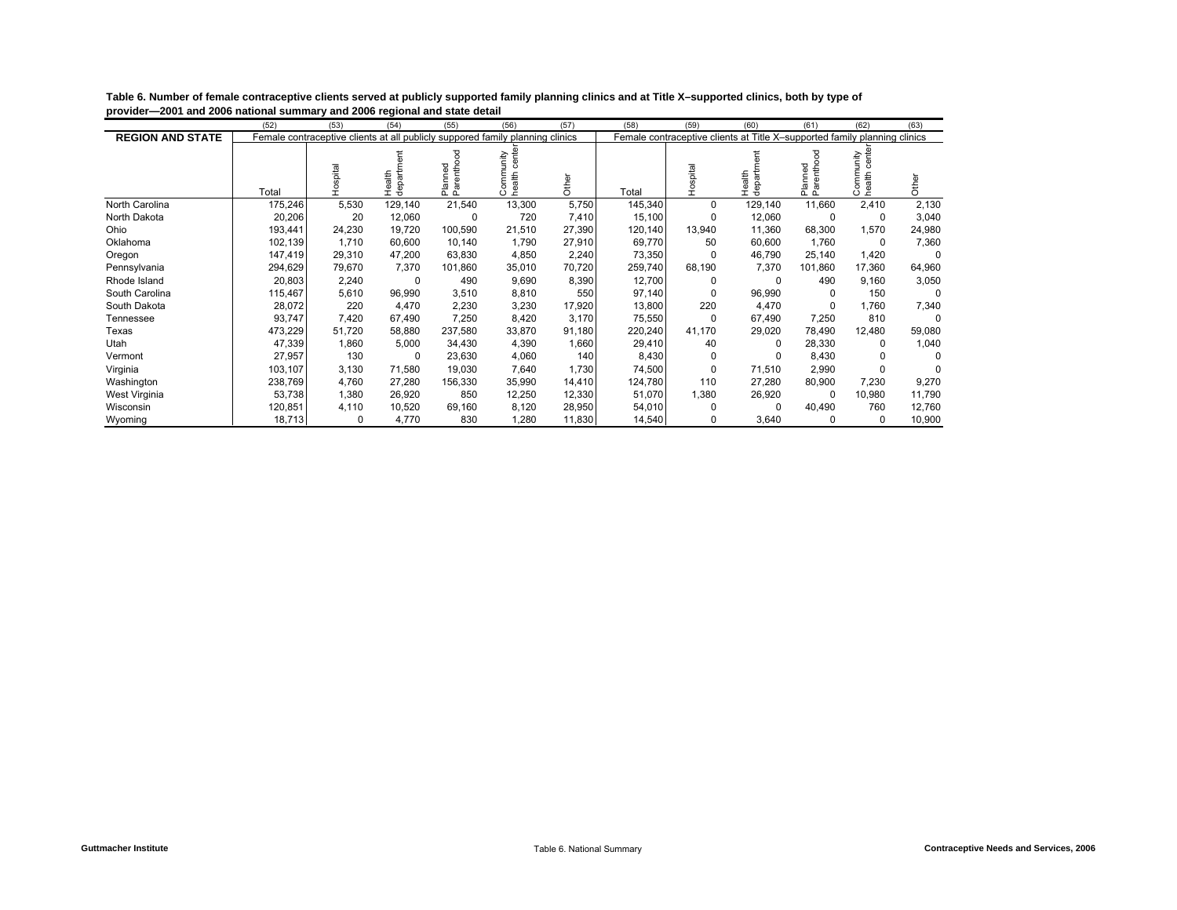**Table 6. Number of female contraceptive clients served at publicly suppored family planning clinics and at Title X–supported clinics, both by type of provider—2001 and 2006 national summary and 2006 regional and state detail**

| | (52) | (53) | (54) | (55) | (56) | (57) | (58) | (59) | (60) | (61) | (62) | (63) |
|---|---|---|---|---|---|---|---|---|---|---|---|---|
| **REGION AND STATE** | Female contraceptive clients at all publicly suppored family planning clinics | | | | | | Female contraceptive clients at Title X–supported family planning clinics | | | | | |
| | Total | Hospital | Health department | Planned Parenthood | Community health center | Other | Total | Hospital | Health department | Planned Parenthood | Community health center | Other |
| North Carolina | 175,246 | 5,530 | 129,140 | 21,540 | 13,300 | 5,750 | 145,340 | 0 | 129,140 | 11,660 | 2,410 | 2,130 |
| North Dakota | 20,206 | 20 | 12,060 | 0 | 720 | 7,410 | 15,100 | 0 | 12,060 | 0 | 0 | 3,040 |
| Ohio | 193,441 | 24,230 | 19,720 | 100,590 | 21,510 | 27,390 | 120,140 | 13,940 | 11,360 | 68,300 | 1,570 | 24,980 |
| Oklahoma | 102,139 | 1,710 | 60,600 | 10,140 | 1,790 | 27,910 | 69,770 | 50 | 60,600 | 1,760 | 0 | 7,360 |
| Oregon | 147,419 | 29,310 | 47,200 | 63,830 | 4,850 | 2,240 | 73,350 | 0 | 46,790 | 25,140 | 1,420 | 0 |
| Pennsylvania | 294,629 | 79,670 | 7,370 | 101,860 | 35,010 | 70,720 | 259,740 | 68,190 | 7,370 | 101,860 | 17,360 | 64,960 |
| Rhode Island | 20,803 | 2,240 | 0 | 490 | 9,690 | 8,390 | 12,700 | 0 | 0 | 490 | 9,160 | 3,050 |
| South Carolina | 115,467 | 5,610 | 96,990 | 3,510 | 8,810 | 550 | 97,140 | 0 | 96,990 | 0 | 150 | 0 |
| South Dakota | 28,072 | 220 | 4,470 | 2,230 | 3,230 | 17,920 | 13,800 | 220 | 4,470 | 0 | 1,760 | 7,340 |
| Tennessee | 93,747 | 7,420 | 67,490 | 7,250 | 8,420 | 3,170 | 75,550 | 0 | 67,490 | 7,250 | 810 | 0 |
| Texas | 473,229 | 51,720 | 58,880 | 237,580 | 33,870 | 91,180 | 220,240 | 41,170 | 29,020 | 78,490 | 12,480 | 59,080 |
| Utah | 47,339 | 1,860 | 5,000 | 34,430 | 4,390 | 1,660 | 29,410 | 40 | 0 | 28,330 | 0 | 1,040 |
| Vermont | 27,957 | 130 | 0 | 23,630 | 4,060 | 140 | 8,430 | 0 | 0 | 8,430 | 0 | 0 |
| Virginia | 103,107 | 3,130 | 71,580 | 19,030 | 7,640 | 1,730 | 74,500 | 0 | 71,510 | 2,990 | 0 | 0 |
| Washington | 238,769 | 4,760 | 27,280 | 156,330 | 35,990 | 14,410 | 124,780 | 110 | 27,280 | 80,900 | 7,230 | 9,270 |
| West Virginia | 53,738 | 1,380 | 26,920 | 850 | 12,250 | 12,330 | 51,070 | 1,380 | 26,920 | 0 | 10,980 | 11,790 |
| Wisconsin | 120,851 | 4,110 | 10,520 | 69,160 | 8,120 | 28,950 | 54,010 | 0 | 0 | 40,490 | 760 | 12,760 |
| Wyoming | 18,713 | 0 | 4,770 | 830 | 1,280 | 11,830 | 14,540 | 0 | 3,640 | 0 | 0 | 10,900 |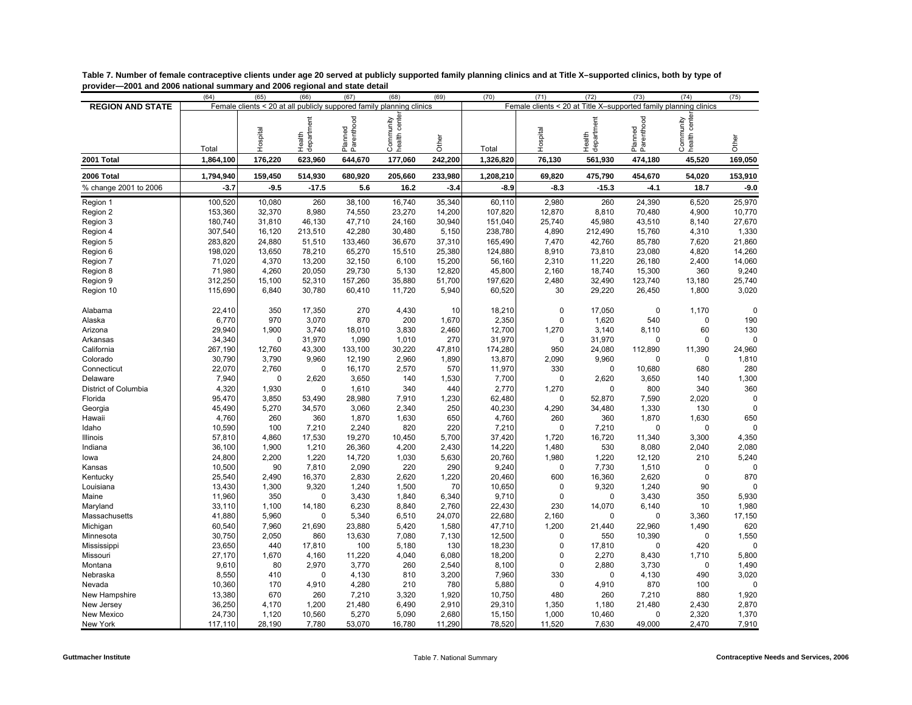**Table 7. Number of female contraceptive clients under age 20 served at publicly supported family planning clinics and at Title X–supported clinics, both by type of provider—2001 and 2006 national summary and 2006 regional and state detail**

| | (64) | (65) | (66) | (67) | (68) | (69) | (70) | (71) | (72) | (73) | (74) | (75) |
|---|---|---|---|---|---|---|---|---|---|---|---|---|
| **REGION AND STATE** | Female clients < 20 at all publicly suppored family planning clinics | | | | | | Female clients < 20 at Title X–supported family planning clinics | | | | | |
| | Total | Hospital | Health department | Planned Parenthood | Community health center | Other | Total | Hospital | Health department | Planned Parenthood | Community health center | Other |
| **2001 Total** | **1,864,100** | **176,220** | **623,960** | **644,670** | **177,060** | **242,200** | **1,326,820** | **76,130** | **561,930** | **474,180** | **45,520** | **169,050** |
| **2006 Total** | **1,794,940** | **159,450** | **514,930** | **680,920** | **205,660** | **233,980** | **1,208,210** | **69,820** | **475,790** | **454,670** | **54,020** | **153,910** |
| % change 2001 to 2006 | **-3.7** | **-9.5** | **-17.5** | **5.6** | **16.2** | **-3.4** | **-8.9** | **-8.3** | **-15.3** | **-4.1** | **18.7** | **-9.0** |
| Region 1 | 100,520 | 10,080 | 260 | 38,100 | 16,740 | 35,340 | 60,110 | 2,980 | 260 | 24,390 | 6,520 | 25,970 |
| Region 2 | 153,360 | 32,370 | 8,980 | 74,550 | 23,270 | 14,200 | 107,820 | 12,870 | 8,810 | 70,480 | 4,900 | 10,770 |
| Region 3 | 180,740 | 31,810 | 46,130 | 47,710 | 24,160 | 30,940 | 151,040 | 25,740 | 45,980 | 43,510 | 8,140 | 27,670 |
| Region 4 | 307,540 | 16,120 | 213,510 | 42,280 | 30,480 | 5,150 | 238,780 | 4,890 | 212,490 | 15,760 | 4,310 | 1,330 |
| Region 5 | 283,820 | 24,880 | 51,510 | 133,460 | 36,670 | 37,310 | 165,490 | 7,470 | 42,760 | 85,780 | 7,620 | 21,860 |
| Region 6 | 198,020 | 13,650 | 78,210 | 65,270 | 15,510 | 25,380 | 124,880 | 8,910 | 73,810 | 23,080 | 4,820 | 14,260 |
| Region 7 | 71,020 | 4,370 | 13,200 | 32,150 | 6,100 | 15,200 | 56,160 | 2,310 | 11,220 | 26,180 | 2,400 | 14,060 |
| Region 8 | 71,980 | 4,260 | 20,050 | 29,730 | 5,130 | 12,820 | 45,800 | 2,160 | 18,740 | 15,300 | 360 | 9,240 |
| Region 9 | 312,250 | 15,100 | 52,310 | 157,260 | 35,880 | 51,700 | 197,620 | 2,480 | 32,490 | 123,740 | 13,180 | 25,740 |
| Region 10 | 115,690 | 6,840 | 30,780 | 60,410 | 11,720 | 5,940 | 60,520 | 30 | 29,220 | 26,450 | 1,800 | 3,020 |
| Alabama | 22,410 | 350 | 17,350 | 270 | 4,430 | 10 | 18,210 | 0 | 17,050 | 0 | 1,170 | 0 |
| Alaska | 6,770 | 970 | 3,070 | 870 | 200 | 1,670 | 2,350 | 0 | 1,620 | 540 | 0 | 190 |
| Arizona | 29,940 | 1,900 | 3,740 | 18,010 | 3,830 | 2,460 | 12,700 | 1,270 | 3,140 | 8,110 | 60 | 130 |
| Arkansas | 34,340 | 0 | 31,970 | 1,090 | 1,010 | 270 | 31,970 | 0 | 31,970 | 0 | 0 | 0 |
| California | 267,190 | 12,760 | 43,300 | 133,100 | 30,220 | 47,810 | 174,280 | 950 | 24,080 | 112,890 | 11,390 | 24,960 |
| Colorado | 30,790 | 3,790 | 9,960 | 12,190 | 2,960 | 1,890 | 13,870 | 2,090 | 9,960 | 0 | 0 | 1,810 |
| Connecticut | 22,070 | 2,760 | 0 | 16,170 | 2,570 | 570 | 11,970 | 330 | 0 | 10,680 | 680 | 280 |
| Delaware | 7,940 | 0 | 2,620 | 3,650 | 140 | 1,530 | 7,700 | 0 | 2,620 | 3,650 | 140 | 1,300 |
| District of Columbia | 4,320 | 1,930 | 0 | 1,610 | 340 | 440 | 2,770 | 1,270 | 0 | 800 | 340 | 360 |
| Florida | 95,470 | 3,850 | 53,490 | 28,980 | 7,910 | 1,230 | 62,480 | 0 | 52,870 | 7,590 | 2,020 | 0 |
| Georgia | 45,490 | 5,270 | 34,570 | 3,060 | 2,340 | 250 | 40,230 | 4,290 | 34,480 | 1,330 | 130 | 0 |
| Hawaii | 4,760 | 260 | 360 | 1,870 | 1,630 | 650 | 4,760 | 260 | 360 | 1,870 | 1,630 | 650 |
| Idaho | 10,590 | 100 | 7,210 | 2,240 | 820 | 220 | 7,210 | 0 | 7,210 | 0 | 0 | 0 |
| Illinois | 57,810 | 4,860 | 17,530 | 19,270 | 10,450 | 5,700 | 37,420 | 1,720 | 16,720 | 11,340 | 3,300 | 4,350 |
| Indiana | 36,100 | 1,900 | 1,210 | 26,360 | 4,200 | 2,430 | 14,220 | 1,480 | 530 | 8,080 | 2,040 | 2,080 |
| Iowa | 24,800 | 2,200 | 1,220 | 14,720 | 1,030 | 5,630 | 20,760 | 1,980 | 1,220 | 12,120 | 210 | 5,240 |
| Kansas | 10,500 | 90 | 7,810 | 2,090 | 220 | 290 | 9,240 | 0 | 7,730 | 1,510 | 0 | 0 |
| Kentucky | 25,540 | 2,490 | 16,370 | 2,830 | 2,620 | 1,220 | 20,460 | 600 | 16,360 | 2,620 | 0 | 870 |
| Louisiana | 13,430 | 1,300 | 9,320 | 1,240 | 1,500 | 70 | 10,650 | 0 | 9,320 | 1,240 | 90 | 0 |
| Maine | 11,960 | 350 | 0 | 3,430 | 1,840 | 6,340 | 9,710 | 0 | 0 | 3,430 | 350 | 5,930 |
| Maryland | 33,110 | 1,100 | 14,180 | 6,230 | 8,840 | 2,760 | 22,430 | 230 | 14,070 | 6,140 | 10 | 1,980 |
| Massachusetts | 41,880 | 5,960 | 0 | 5,340 | 6,510 | 24,070 | 22,680 | 2,160 | 0 | 0 | 3,360 | 17,150 |
| Michigan | 60,540 | 7,960 | 21,690 | 23,880 | 5,420 | 1,580 | 47,710 | 1,200 | 21,440 | 22,960 | 1,490 | 620 |
| Minnesota | 30,750 | 2,050 | 860 | 13,630 | 7,080 | 7,130 | 12,500 | 0 | 550 | 10,390 | 0 | 1,550 |
| Mississippi | 23,650 | 440 | 17,810 | 100 | 5,180 | 130 | 18,230 | 0 | 17,810 | 0 | 420 | 0 |
| Missouri | 27,170 | 1,670 | 4,160 | 11,220 | 4,040 | 6,080 | 18,200 | 0 | 2,270 | 8,430 | 1,710 | 5,800 |
| Montana | 9,610 | 80 | 2,970 | 3,770 | 260 | 2,540 | 8,100 | 0 | 2,880 | 3,730 | 0 | 1,490 |
| Nebraska | 8,550 | 410 | 0 | 4,130 | 810 | 3,200 | 7,960 | 330 | 0 | 4,130 | 490 | 3,020 |
| Nevada | 10,360 | 170 | 4,910 | 4,280 | 210 | 780 | 5,880 | 0 | 4,910 | 870 | 100 | 0 |
| New Hampshire | 13,380 | 670 | 260 | 7,210 | 3,320 | 1,920 | 10,750 | 480 | 260 | 7,210 | 880 | 1,920 |
| New Jersey | 36,250 | 4,170 | 1,200 | 21,480 | 6,490 | 2,910 | 29,310 | 1,350 | 1,180 | 21,480 | 2,430 | 2,870 |
| New Mexico | 24,730 | 1,120 | 10,560 | 5,270 | 5,090 | 2,680 | 15,150 | 1,000 | 10,460 | 0 | 2,320 | 1,370 |
| New York | 117,110 | 28,190 | 7,780 | 53,070 | 16,780 | 11,290 | 78,520 | 11,520 | 7,630 | 49,000 | 2,470 | 7,910 |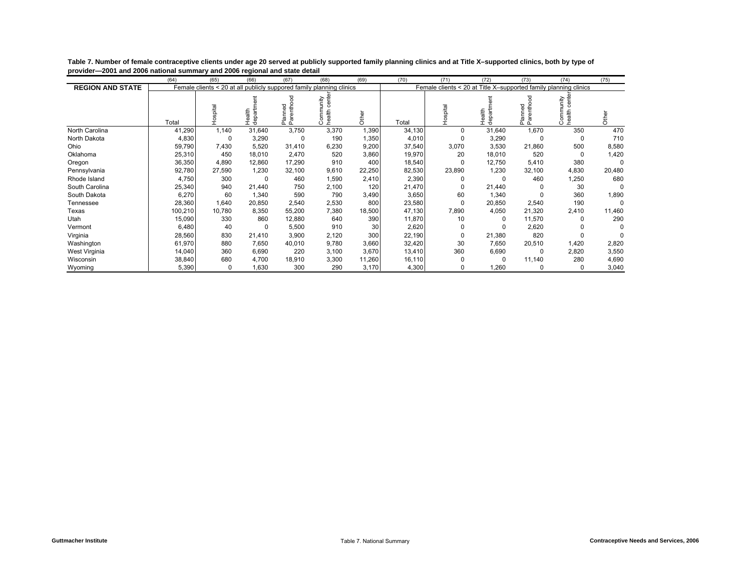**Table 7. Number of female contraceptive clients under age 20 served at publicly supported family planning clinics and at Title X–supported clinics, both by type of provider—2001 and 2006 national summary and 2006 regional and state detail**

| | (64) | (65) | (66) | (67) | (68) | (69) | (70) | (71) | (72) | (73) | (74) | (75) |
|---|---|---|---|---|---|---|---|---|---|---|---|---|
| **REGION AND STATE** | Female clients < 20 at all publicly suppored family planning clinics | | | | | | Female clients < 20 at Title X–supported family planning clinics | | | | | |
| | Total | Hospital | Health department | Planned Parenthood | Community health center | Other | Total | Hospital | Health department | Planned Parenthood | Community health center | Other |
| North Carolina | 41,290 | 1,140 | 31,640 | 3,750 | 3,370 | 1,390 | 34,130 | 0 | 31,640 | 1,670 | 350 | 470 |
| North Dakota | 4,830 | 0 | 3,290 | 0 | 190 | 1,350 | 4,010 | 0 | 3,290 | 0 | 0 | 710 |
| Ohio | 59,790 | 7,430 | 5,520 | 31,410 | 6,230 | 9,200 | 37,540 | 3,070 | 3,530 | 21,860 | 500 | 8,580 |
| Oklahoma | 25,310 | 450 | 18,010 | 2,470 | 520 | 3,860 | 19,970 | 20 | 18,010 | 520 | 0 | 1,420 |
| Oregon | 36,350 | 4,890 | 12,860 | 17,290 | 910 | 400 | 18,540 | 0 | 12,750 | 5,410 | 380 | 0 |
| Pennsylvania | 92,780 | 27,590 | 1,230 | 32,100 | 9,610 | 22,250 | 82,530 | 23,890 | 1,230 | 32,100 | 4,830 | 20,480 |
| Rhode Island | 4,750 | 300 | 0 | 460 | 1,590 | 2,410 | 2,390 | 0 | 0 | 460 | 1,250 | 680 |
| South Carolina | 25,340 | 940 | 21,440 | 750 | 2,100 | 120 | 21,470 | 0 | 21,440 | 0 | 30 | 0 |
| South Dakota | 6,270 | 60 | 1,340 | 590 | 790 | 3,490 | 3,650 | 60 | 1,340 | 0 | 360 | 1,890 |
| Tennessee | 28,360 | 1,640 | 20,850 | 2,540 | 2,530 | 800 | 23,580 | 0 | 20,850 | 2,540 | 190 | 0 |
| Texas | 100,210 | 10,780 | 8,350 | 55,200 | 7,380 | 18,500 | 47,130 | 7,890 | 4,050 | 21,320 | 2,410 | 11,460 |
| Utah | 15,090 | 330 | 860 | 12,880 | 640 | 390 | 11,870 | 10 | 0 | 11,570 | 0 | 290 |
| Vermont | 6,480 | 40 | 0 | 5,500 | 910 | 30 | 2,620 | 0 | 0 | 2,620 | 0 | 0 |
| Virginia | 28,560 | 830 | 21,410 | 3,900 | 2,120 | 300 | 22,190 | 0 | 21,380 | 820 | 0 | 0 |
| Washington | 61,970 | 880 | 7,650 | 40,010 | 9,780 | 3,660 | 32,420 | 30 | 7,650 | 20,510 | 1,420 | 2,820 |
| West Virginia | 14,040 | 360 | 6,690 | 220 | 3,100 | 3,670 | 13,410 | 360 | 6,690 | 0 | 2,820 | 3,550 |
| Wisconsin | 38,840 | 680 | 4,700 | 18,910 | 3,300 | 11,260 | 16,110 | 0 | 0 | 11,140 | 280 | 4,690 |
| Wyoming | 5,390 | 0 | 1,630 | 300 | 290 | 3,170 | 4,300 | 0 | 1,260 | 0 | 0 | 3,040 |